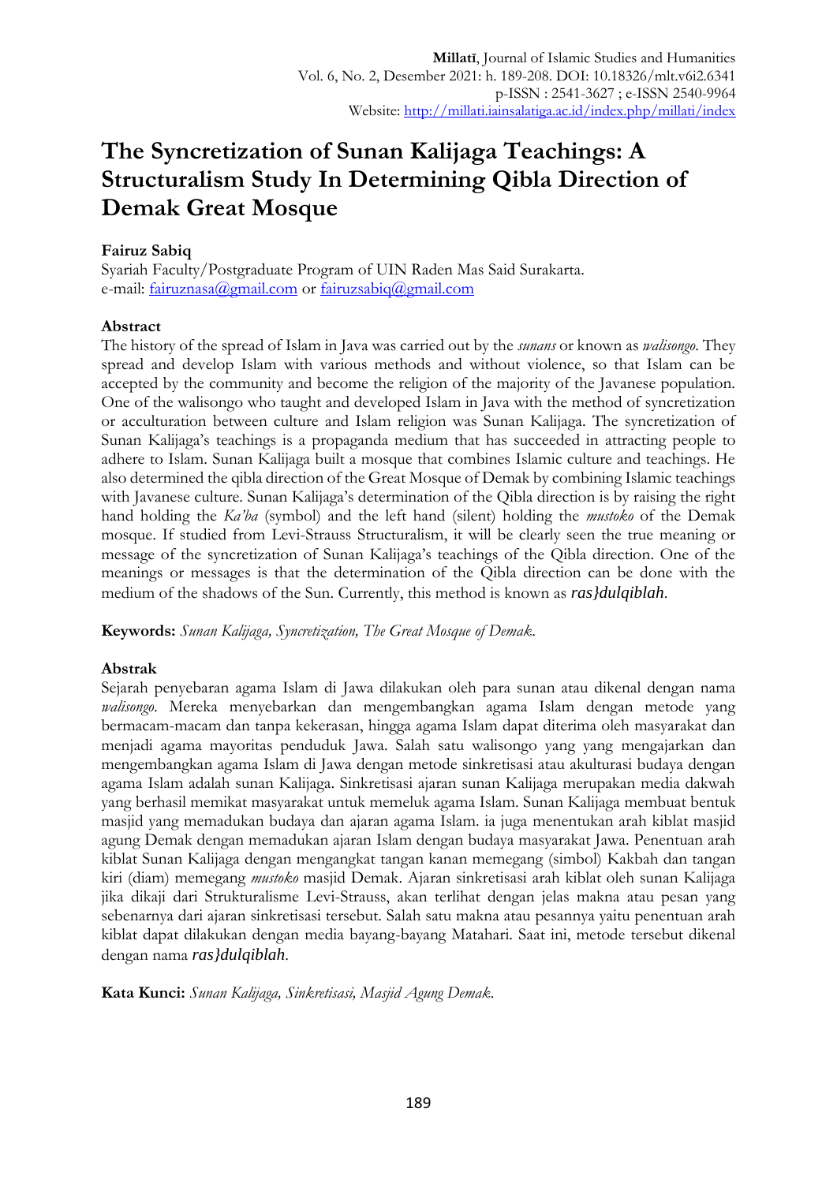# The Syncretization of Sunan Kalijaga Teachings: A Structuralism Study In Determining Qibla Direction of Demak Great Mosque

**Fairuz Sabiq**

Syariah Faculty/Postgraduate Program of UIN Raden Mas Said Surakarta.
e-mail: fairuznasa@gmail.com or fairuzsabiq@gmail.com

**Abstract**

The history of the spread of Islam in Java was carried out by the *sunans* or known as *walisongo*. They spread and develop Islam with various methods and without violence, so that Islam can be accepted by the community and become the religion of the majority of the Javanese population. One of the walisongo who taught and developed Islam in Java with the method of syncretization or acculturation between culture and Islam religion was Sunan Kalijaga. The syncretization of Sunan Kalijaga's teachings is a propaganda medium that has succeeded in attracting people to adhere to Islam. Sunan Kalijaga built a mosque that combines Islamic culture and teachings. He also determined the qibla direction of the Great Mosque of Demak by combining Islamic teachings with Javanese culture. Sunan Kalijaga's determination of the Qibla direction is by raising the right hand holding the *Ka'ba* (symbol) and the left hand (silent) holding the *mustoko* of the Demak mosque. If studied from Levi-Strauss Structuralism, it will be clearly seen the true meaning or message of the syncretization of Sunan Kalijaga's teachings of the Qibla direction. One of the meanings or messages is that the determination of the Qibla direction can be done with the medium of the shadows of the Sun. Currently, this method is known as *ras}dulqiblah*.

**Keywords:** *Sunan Kalijaga, Syncretization, The Great Mosque of Demak.*

**Abstrak**

Sejarah penyebaran agama Islam di Jawa dilakukan oleh para sunan atau dikenal dengan nama *walisongo*. Mereka menyebarkan dan mengembangkan agama Islam dengan metode yang bermacam-macam dan tanpa kekerasan, hingga agama Islam dapat diterima oleh masyarakat dan menjadi agama mayoritas penduduk Jawa. Salah satu walisongo yang yang mengajarkan dan mengembangkan agama Islam di Jawa dengan metode sinkretisasi atau akulturasi budaya dengan agama Islam adalah sunan Kalijaga. Sinkretisasi ajaran sunan Kalijaga merupakan media dakwah yang berhasil memikat masyarakat untuk memeluk agama Islam. Sunan Kalijaga membuat bentuk masjid yang memadukan budaya dan ajaran agama Islam. ia juga menentukan arah kiblat masjid agung Demak dengan memadukan ajaran Islam dengan budaya masyarakat Jawa. Penentuan arah kiblat Sunan Kalijaga dengan mengangkat tangan kanan memegang (simbol) Kakbah dan tangan kiri (diam) memegang *mustoko* masjid Demak. Ajaran sinkretisasi arah kiblat oleh sunan Kalijaga jika dikaji dari Strukturalisme Levi-Strauss, akan terlihat dengan jelas makna atau pesan yang sebenarnya dari ajaran sinkretisasi tersebut. Salah satu makna atau pesannya yaitu penentuan arah kiblat dapat dilakukan dengan media bayang-bayang Matahari. Saat ini, metode tersebut dikenal dengan nama *ras}dulqiblah*.

**Kata Kunci:** *Sunan Kalijaga, Sinkretisasi, Masjid Agung Demak.*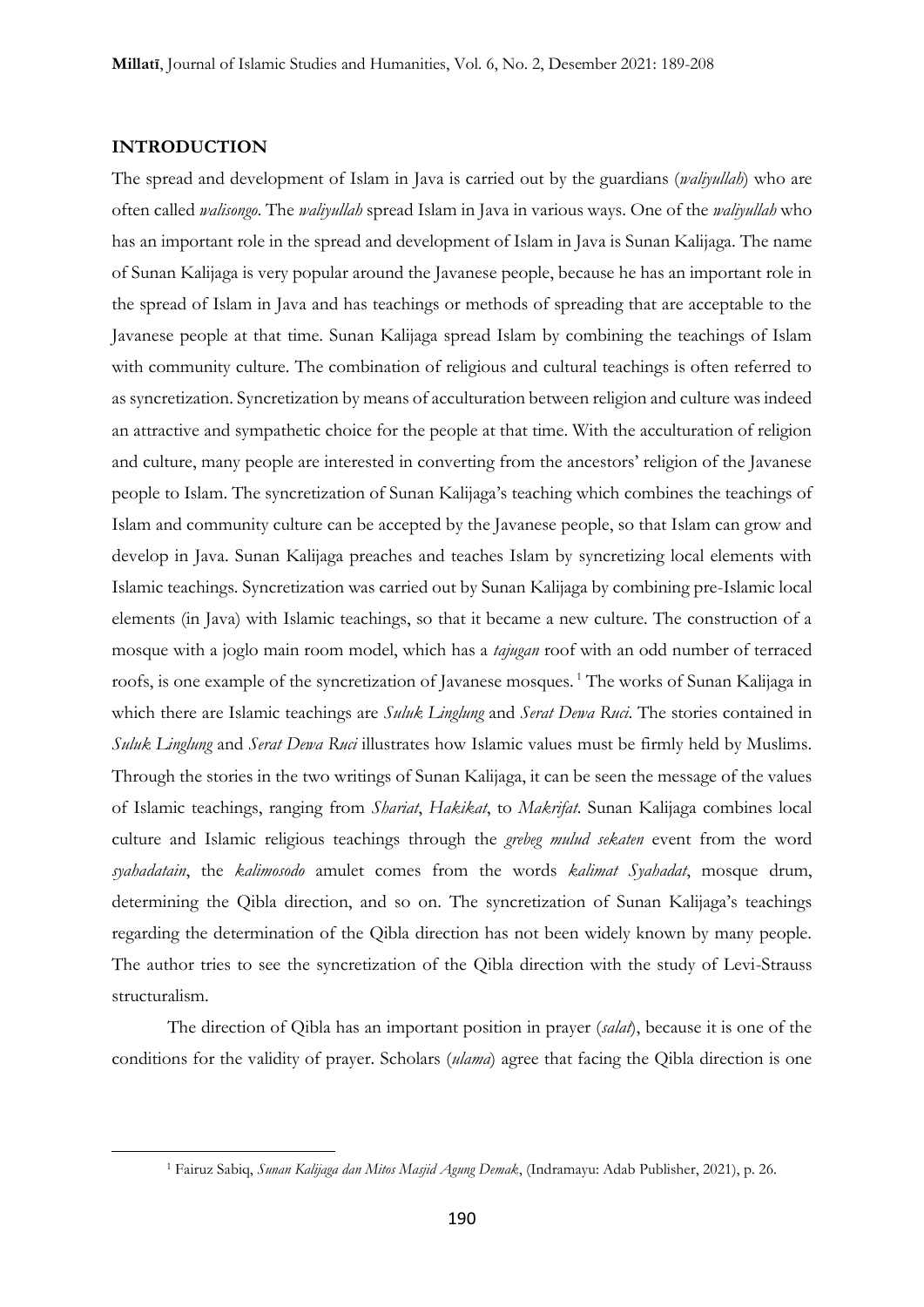## INTRODUCTION

The spread and development of Islam in Java is carried out by the guardians (*waliyullah*) who are often called *walisongo*. The *waliyullah* spread Islam in Java in various ways. One of the *waliyullah* who has an important role in the spread and development of Islam in Java is Sunan Kalijaga. The name of Sunan Kalijaga is very popular around the Javanese people, because he has an important role in the spread of Islam in Java and has teachings or methods of spreading that are acceptable to the Javanese people at that time. Sunan Kalijaga spread Islam by combining the teachings of Islam with community culture. The combination of religious and cultural teachings is often referred to as syncretization. Syncretization by means of acculturation between religion and culture was indeed an attractive and sympathetic choice for the people at that time. With the acculturation of religion and culture, many people are interested in converting from the ancestors' religion of the Javanese people to Islam. The syncretization of Sunan Kalijaga's teaching which combines the teachings of Islam and community culture can be accepted by the Javanese people, so that Islam can grow and develop in Java. Sunan Kalijaga preaches and teaches Islam by syncretizing local elements with Islamic teachings. Syncretization was carried out by Sunan Kalijaga by combining pre-Islamic local elements (in Java) with Islamic teachings, so that it became a new culture. The construction of a mosque with a joglo main room model, which has a *tajugan* roof with an odd number of terraced roofs, is one example of the syncretization of Javanese mosques.[1] The works of Sunan Kalijaga in which there are Islamic teachings are *Suluk Linglung* and *Serat Dewa Ruci*. The stories contained in *Suluk Linglung* and *Serat Dewa Ruci* illustrates how Islamic values must be firmly held by Muslims. Through the stories in the two writings of Sunan Kalijaga, it can be seen the message of the values of Islamic teachings, ranging from *Shariat*, *Hakikat*, to *Makrifat*. Sunan Kalijaga combines local culture and Islamic religious teachings through the *grebeg mulud sekaten* event from the word *syahadatain*, the *kalimosodo* amulet comes from the words *kalimat Syahadat*, mosque drum, determining the Qibla direction, and so on. The syncretization of Sunan Kalijaga's teachings regarding the determination of the Qibla direction has not been widely known by many people. The author tries to see the syncretization of the Qibla direction with the study of Levi-Strauss structuralism.

The direction of Qibla has an important position in prayer (*salat*), because it is one of the conditions for the validity of prayer. Scholars (*ulama*) agree that facing the Qibla direction is one

[1] Fairuz Sabiq, *Sunan Kalijaga dan Mitos Masjid Agung Demak*, (Indramayu: Adab Publisher, 2021), p. 26.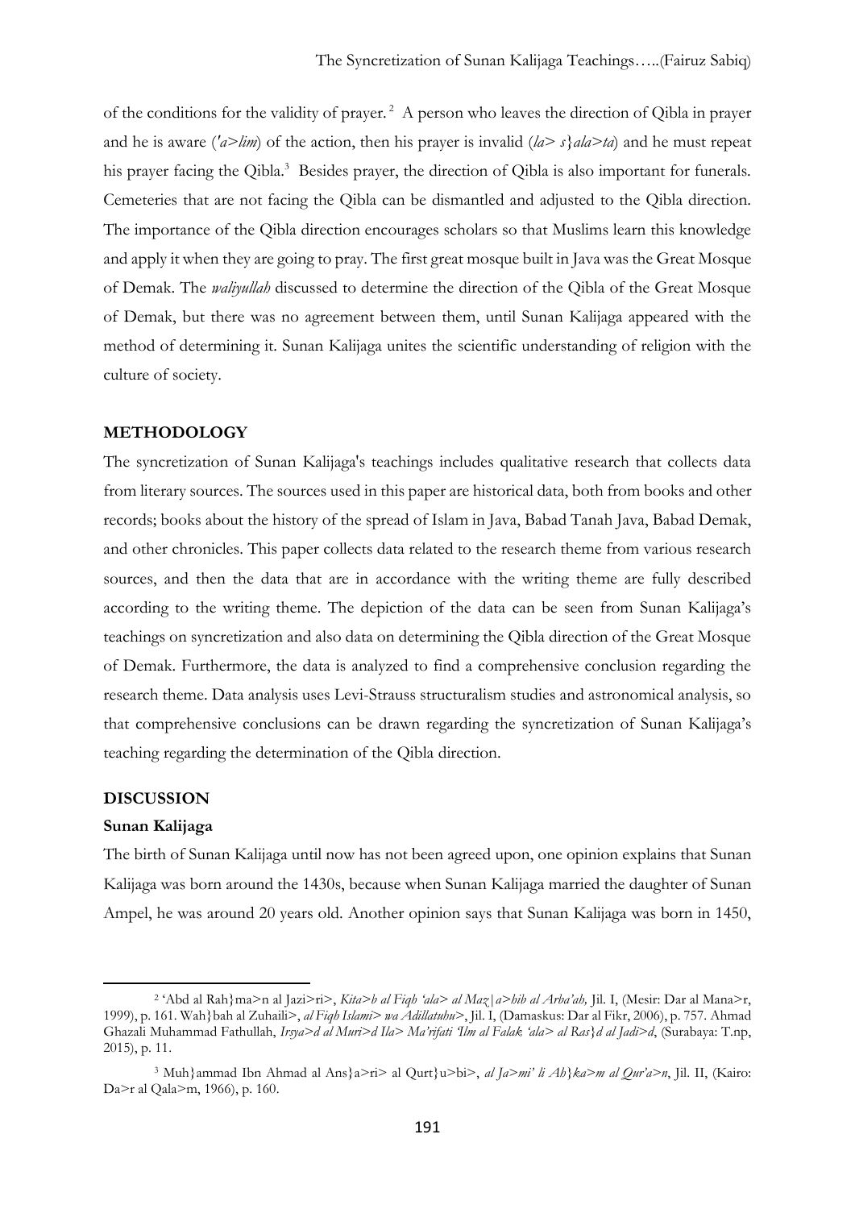of the conditions for the validity of prayer. [2] A person who leaves the direction of Qibla in prayer and he is aware (*'a>lim*) of the action, then his prayer is invalid (*la> s}ala>ta*) and he must repeat his prayer facing the Qibla.[3] Besides prayer, the direction of Qibla is also important for funerals. Cemeteries that are not facing the Qibla can be dismantled and adjusted to the Qibla direction. The importance of the Qibla direction encourages scholars so that Muslims learn this knowledge and apply it when they are going to pray. The first great mosque built in Java was the Great Mosque of Demak. The *waliyullah* discussed to determine the direction of the Qibla of the Great Mosque of Demak, but there was no agreement between them, until Sunan Kalijaga appeared with the method of determining it. Sunan Kalijaga unites the scientific understanding of religion with the culture of society.

## METHODOLOGY

The syncretization of Sunan Kalijaga's teachings includes qualitative research that collects data from literary sources. The sources used in this paper are historical data, both from books and other records; books about the history of the spread of Islam in Java, Babad Tanah Java, Babad Demak, and other chronicles. This paper collects data related to the research theme from various research sources, and then the data that are in accordance with the writing theme are fully described according to the writing theme. The depiction of the data can be seen from Sunan Kalijaga's teachings on syncretization and also data on determining the Qibla direction of the Great Mosque of Demak. Furthermore, the data is analyzed to find a comprehensive conclusion regarding the research theme. Data analysis uses Levi-Strauss structuralism studies and astronomical analysis, so that comprehensive conclusions can be drawn regarding the syncretization of Sunan Kalijaga's teaching regarding the determination of the Qibla direction.

## DISCUSSION

### Sunan Kalijaga

The birth of Sunan Kalijaga until now has not been agreed upon, one opinion explains that Sunan Kalijaga was born around the 1430s, because when Sunan Kalijaga married the daughter of Sunan Ampel, he was around 20 years old. Another opinion says that Sunan Kalijaga was born in 1450,

---

[2] 'Abd al Rah}ma>n al Jazi>ri>, *Kita>b al Fiqh 'ala> al Maz|a>hib al Arba'ah,* Jil. I, (Mesir: Dar al Mana>r, 1999), p. 161. Wah}bah al Zuhaili>, *al Fiqh Islami> wa Adillatuhu>*, Jil. I, (Damaskus: Dar al Fikr, 2006), p. 757. Ahmad Ghazali Muhammad Fathullah, *Irsya>d al Muri>d Ila> Ma'rifati 'Ilm al Falak 'ala> al Ras}d al Jadi>d*, (Surabaya: T.np, 2015), p. 11.

[3] Muh}ammad Ibn Ahmad al Ans}a>ri> al Qurt}u>bi>, *al Ja>mi' li Ah}ka>m al Qur'a>n*, Jil. II, (Kairo: Da>r al Qala>m, 1966), p. 160.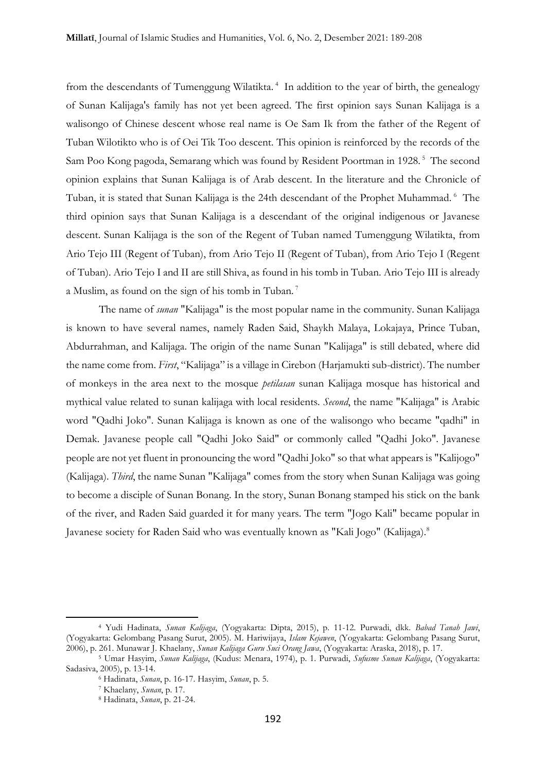from the descendants of Tumenggung Wilatikta. [4] In addition to the year of birth, the genealogy of Sunan Kalijaga's family has not yet been agreed. The first opinion says Sunan Kalijaga is a walisongo of Chinese descent whose real name is Oe Sam Ik from the father of the Regent of Tuban Wilotikto who is of Oei Tik Too descent. This opinion is reinforced by the records of the Sam Poo Kong pagoda, Semarang which was found by Resident Poortman in 1928. [5] The second opinion explains that Sunan Kalijaga is of Arab descent. In the literature and the Chronicle of Tuban, it is stated that Sunan Kalijaga is the 24th descendant of the Prophet Muhammad. [6] The third opinion says that Sunan Kalijaga is a descendant of the original indigenous or Javanese descent. Sunan Kalijaga is the son of the Regent of Tuban named Tumenggung Wilatikta, from Ario Tejo III (Regent of Tuban), from Ario Tejo II (Regent of Tuban), from Ario Tejo I (Regent of Tuban). Ario Tejo I and II are still Shiva, as found in his tomb in Tuban. Ario Tejo III is already a Muslim, as found on the sign of his tomb in Tuban. [7]

The name of *sunan* "Kalijaga" is the most popular name in the community. Sunan Kalijaga is known to have several names, namely Raden Said, Shaykh Malaya, Lokajaya, Prince Tuban, Abdurrahman, and Kalijaga. The origin of the name Sunan "Kalijaga" is still debated, where did the name come from. *First*, "Kalijaga" is a village in Cirebon (Harjamukti sub-district). The number of monkeys in the area next to the mosque *petilasan* sunan Kalijaga mosque has historical and mythical value related to sunan kalijaga with local residents. *Second*, the name "Kalijaga" is Arabic word "Qadhi Joko". Sunan Kalijaga is known as one of the walisongo who became "qadhi" in Demak. Javanese people call "Qadhi Joko Said" or commonly called "Qadhi Joko". Javanese people are not yet fluent in pronouncing the word "Qadhi Joko" so that what appears is "Kalijogo" (Kalijaga). *Third*, the name Sunan "Kalijaga" comes from the story when Sunan Kalijaga was going to become a disciple of Sunan Bonang. In the story, Sunan Bonang stamped his stick on the bank of the river, and Raden Said guarded it for many years. The term "Jogo Kali" became popular in Javanese society for Raden Said who was eventually known as "Kali Jogo" (Kalijaga).[8]

---

[4] Yudi Hadinata, *Sunan Kalijaga*, (Yogyakarta: Dipta, 2015), p. 11-12. Purwadi, dkk. *Babad Tanah Jawi*, (Yogyakarta: Gelombang Pasang Surut, 2005). M. Hariwijaya, *Islam Kejawen*, (Yogyakarta: Gelombang Pasang Surut, 2006), p. 261. Munawar J. Khaelany, *Sunan Kalijaga Guru Suci Orang Jawa*, (Yogyakarta: Araska, 2018), p. 17.

[5] Umar Hasyim, *Sunan Kalijaga*, (Kudus: Menara, 1974), p. 1. Purwadi, *Sufusme Sunan Kalijaga*, (Yogyakarta: Sadasiva, 2005), p. 13-14.

[6] Hadinata, *Sunan*, p. 16-17. Hasyim, *Sunan*, p. 5.

[7] Khaelany, *Sunan*, p. 17.

[8] Hadinata, *Sunan*, p. 21-24.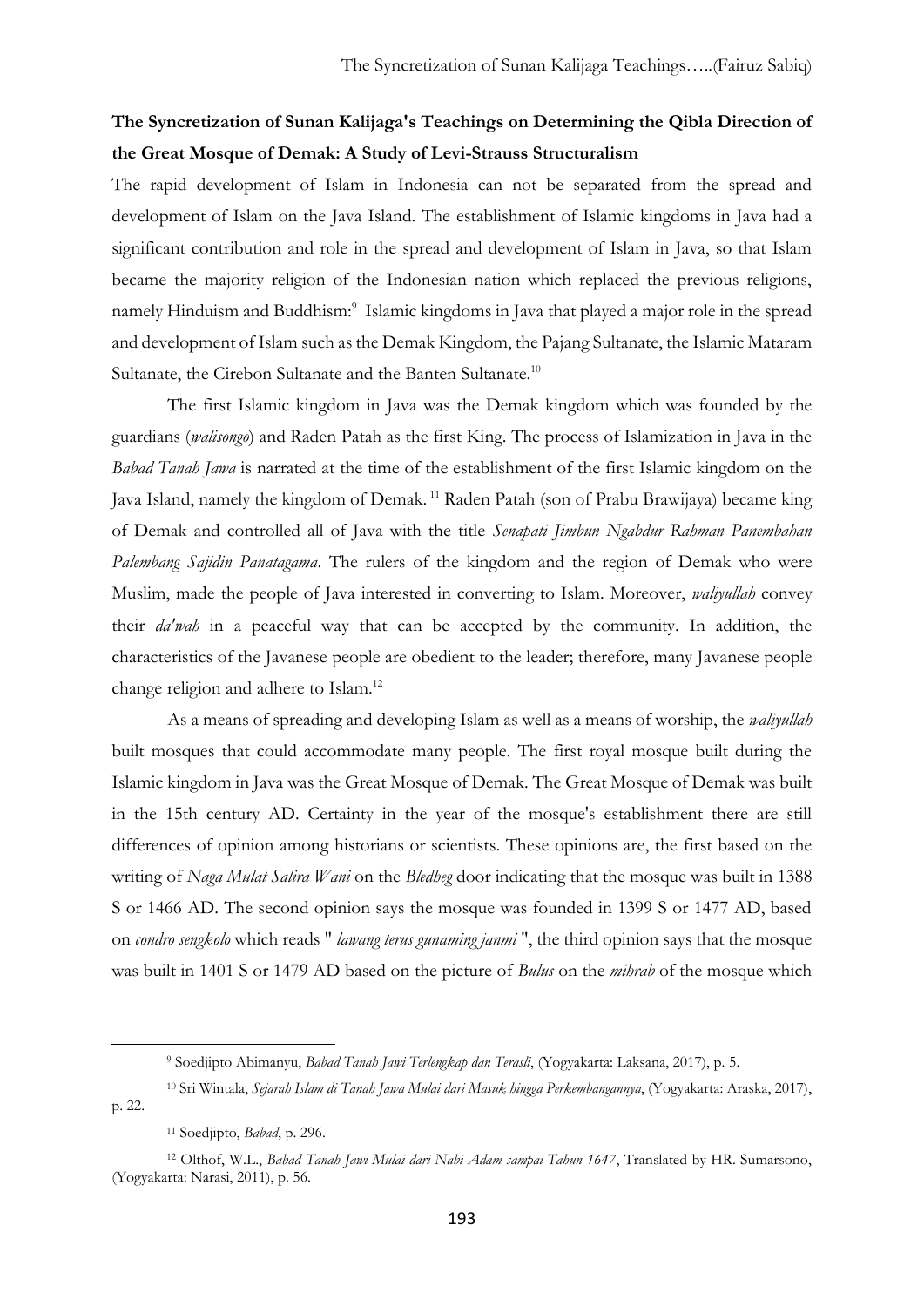**The Syncretization of Sunan Kalijaga's Teachings on Determining the Qibla Direction of the Great Mosque of Demak: A Study of Levi-Strauss Structuralism**

The rapid development of Islam in Indonesia can not be separated from the spread and development of Islam on the Java Island. The establishment of Islamic kingdoms in Java had a significant contribution and role in the spread and development of Islam in Java, so that Islam became the majority religion of the Indonesian nation which replaced the previous religions, namely Hinduism and Buddhism:[9] Islamic kingdoms in Java that played a major role in the spread and development of Islam such as the Demak Kingdom, the Pajang Sultanate, the Islamic Mataram Sultanate, the Cirebon Sultanate and the Banten Sultanate.[10]

The first Islamic kingdom in Java was the Demak kingdom which was founded by the guardians (*walisongo*) and Raden Patah as the first King. The process of Islamization in Java in the *Babad Tanah Jawa* is narrated at the time of the establishment of the first Islamic kingdom on the Java Island, namely the kingdom of Demak.[11] Raden Patah (son of Prabu Brawijaya) became king of Demak and controlled all of Java with the title *Senapati Jimbun Ngabdur Rahman Panembahan Palembang Sajidin Panatagama*. The rulers of the kingdom and the region of Demak who were Muslim, made the people of Java interested in converting to Islam. Moreover, *waliyullah* convey their *da'wah* in a peaceful way that can be accepted by the community. In addition, the characteristics of the Javanese people are obedient to the leader; therefore, many Javanese people change religion and adhere to Islam.[12]

As a means of spreading and developing Islam as well as a means of worship, the *waliyullah* built mosques that could accommodate many people. The first royal mosque built during the Islamic kingdom in Java was the Great Mosque of Demak. The Great Mosque of Demak was built in the 15th century AD. Certainty in the year of the mosque's establishment there are still differences of opinion among historians or scientists. These opinions are, the first based on the writing of *Naga Mulat Salira Wani* on the *Bledheg* door indicating that the mosque was built in 1388 S or 1466 AD. The second opinion says the mosque was founded in 1399 S or 1477 AD, based on *condro sengkolo* which reads " *lawang terus gunaming janmi* ", the third opinion says that the mosque was built in 1401 S or 1479 AD based on the picture of *Bulus* on the *mihrab* of the mosque which

---

[9] Soedjipto Abimanyu, *Babad Tanah Jawi Terlengkap dan Terasli*, (Yogyakarta: Laksana, 2017), p. 5.

[10] Sri Wintala, *Sejarah Islam di Tanah Jawa Mulai dari Masuk hingga Perkembangannya*, (Yogyakarta: Araska, 2017), p. 22.

[11] Soedjipto, *Babad*, p. 296.

[12] Olthof, W.L., *Babad Tanah Jawi Mulai dari Nabi Adam sampai Tahun 1647*, Translated by HR. Sumarsono, (Yogyakarta: Narasi, 2011), p. 56.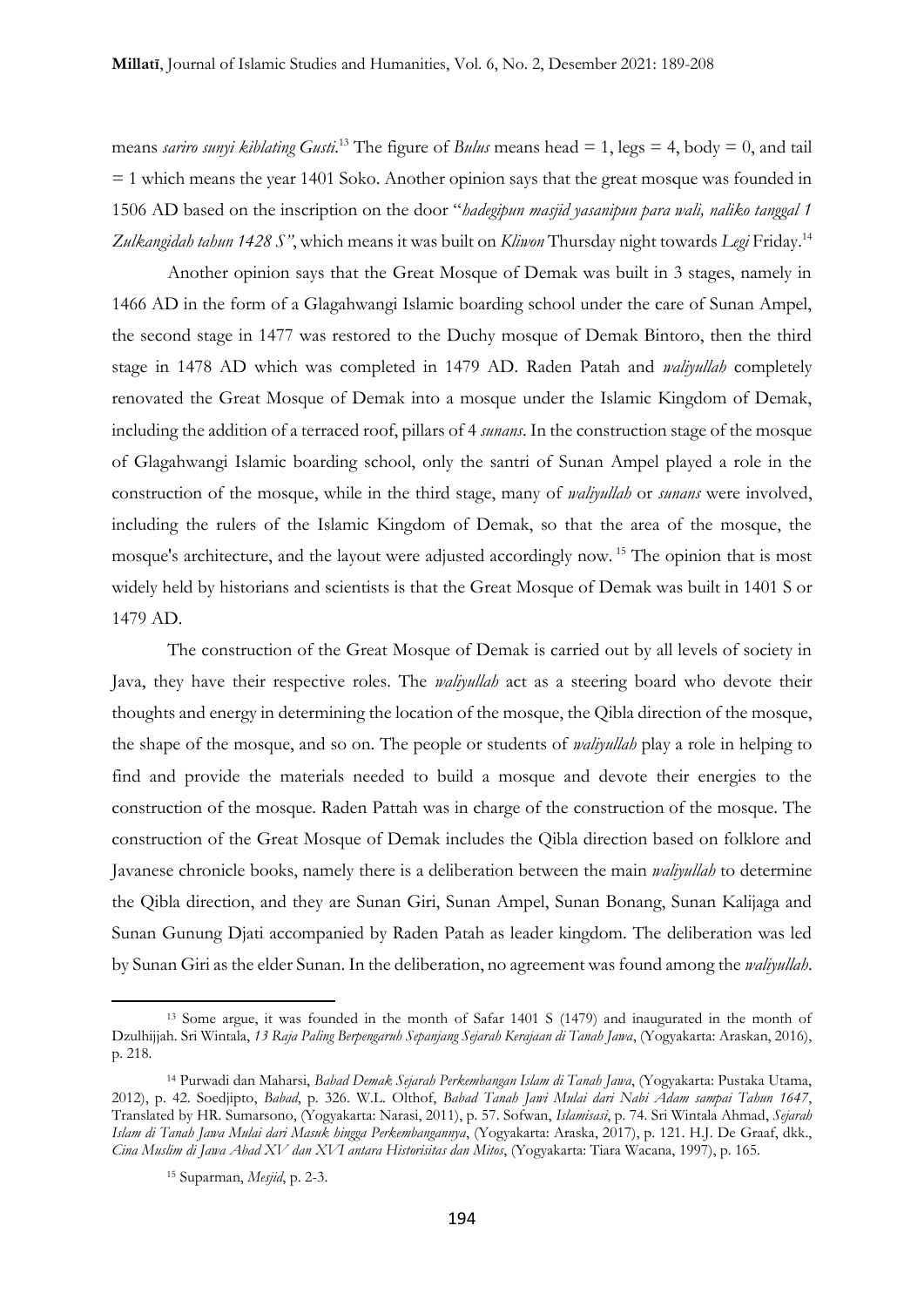means *sariro sunyi kiblating Gusti*.[13] The figure of *Bulus* means head = 1, legs = 4, body = 0, and tail = 1 which means the year 1401 Soko. Another opinion says that the great mosque was founded in 1506 AD based on the inscription on the door "*hadegipun masjid yasanipun para wali, naliko tanggal 1 Zulkangidah tahun 1428 S"*, which means it was built on *Kliwon* Thursday night towards *Legi* Friday.[14]

Another opinion says that the Great Mosque of Demak was built in 3 stages, namely in 1466 AD in the form of a Glagahwangi Islamic boarding school under the care of Sunan Ampel, the second stage in 1477 was restored to the Duchy mosque of Demak Bintoro, then the third stage in 1478 AD which was completed in 1479 AD. Raden Patah and *waliyullah* completely renovated the Great Mosque of Demak into a mosque under the Islamic Kingdom of Demak, including the addition of a terraced roof, pillars of 4 *sunans*. In the construction stage of the mosque of Glagahwangi Islamic boarding school, only the santri of Sunan Ampel played a role in the construction of the mosque, while in the third stage, many of *waliyullah* or *sunans* were involved, including the rulers of the Islamic Kingdom of Demak, so that the area of the mosque, the mosque's architecture, and the layout were adjusted accordingly now. [15] The opinion that is most widely held by historians and scientists is that the Great Mosque of Demak was built in 1401 S or 1479 AD.

The construction of the Great Mosque of Demak is carried out by all levels of society in Java, they have their respective roles. The *waliyullah* act as a steering board who devote their thoughts and energy in determining the location of the mosque, the Qibla direction of the mosque, the shape of the mosque, and so on. The people or students of *waliyullah* play a role in helping to find and provide the materials needed to build a mosque and devote their energies to the construction of the mosque. Raden Pattah was in charge of the construction of the mosque. The construction of the Great Mosque of Demak includes the Qibla direction based on folklore and Javanese chronicle books, namely there is a deliberation between the main *waliyullah* to determine the Qibla direction, and they are Sunan Giri, Sunan Ampel, Sunan Bonang, Sunan Kalijaga and Sunan Gunung Djati accompanied by Raden Patah as leader kingdom. The deliberation was led by Sunan Giri as the elder Sunan. In the deliberation, no agreement was found among the *waliyullah*.

---

[13] Some argue, it was founded in the month of Safar 1401 S (1479) and inaugurated in the month of Dzulhijjah. Sri Wintala, *13 Raja Paling Berpengaruh Sepanjang Sejarah Kerajaan di Tanah Jawa*, (Yogyakarta: Araskan, 2016), p. 218.

[14] Purwadi dan Maharsi, *Babad Demak Sejarah Perkembangan Islam di Tanah Jawa*, (Yogyakarta: Pustaka Utama, 2012), p. 42. Soedjipto, *Babad*, p. 326. W.L. Olthof, *Babad Tanah Jawi Mulai dari Nabi Adam sampai Tahun 1647*, Translated by HR. Sumarsono, (Yogyakarta: Narasi, 2011), p. 57. Sofwan, *Islamisasi*, p. 74. Sri Wintala Ahmad, *Sejarah Islam di Tanah Jawa Mulai dari Masuk hingga Perkembangannya*, (Yogyakarta: Araska, 2017), p. 121. H.J. De Graaf, dkk., *Cina Muslim di Jawa Abad XV dan XVI antara Historisitas dan Mitos*, (Yogyakarta: Tiara Wacana, 1997), p. 165.

[15] Suparman, *Mesjid*, p. 2-3.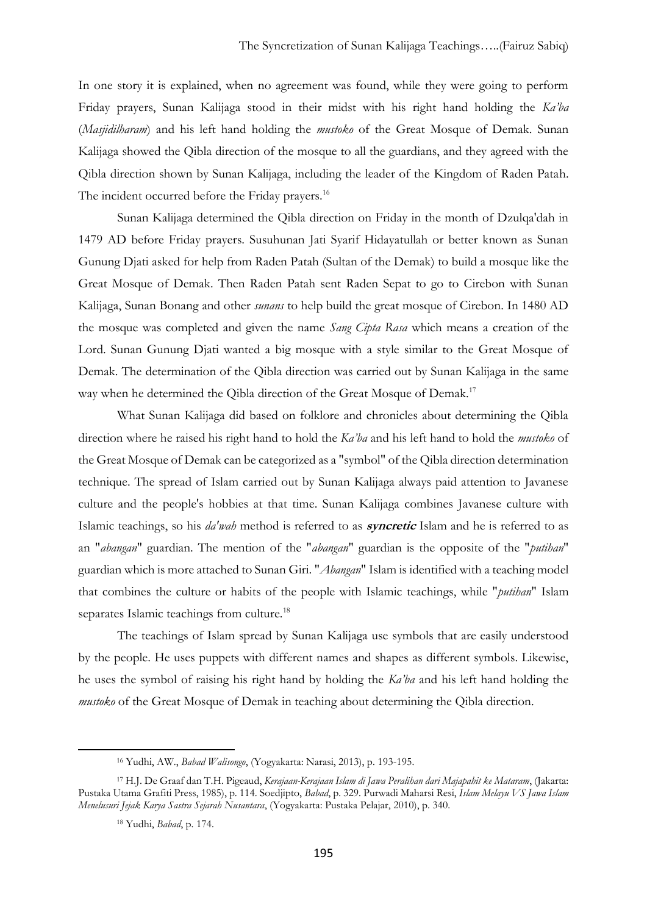In one story it is explained, when no agreement was found, while they were going to perform Friday prayers, Sunan Kalijaga stood in their midst with his right hand holding the *Ka'ba* (*Masjidilharam*) and his left hand holding the *mustoko* of the Great Mosque of Demak. Sunan Kalijaga showed the Qibla direction of the mosque to all the guardians, and they agreed with the Qibla direction shown by Sunan Kalijaga, including the leader of the Kingdom of Raden Patah. The incident occurred before the Friday prayers.[16]

Sunan Kalijaga determined the Qibla direction on Friday in the month of Dzulqa'dah in 1479 AD before Friday prayers. Susuhunan Jati Syarif Hidayatullah or better known as Sunan Gunung Djati asked for help from Raden Patah (Sultan of the Demak) to build a mosque like the Great Mosque of Demak. Then Raden Patah sent Raden Sepat to go to Cirebon with Sunan Kalijaga, Sunan Bonang and other *sunans* to help build the great mosque of Cirebon. In 1480 AD the mosque was completed and given the name *Sang Cipta Rasa* which means a creation of the Lord. Sunan Gunung Djati wanted a big mosque with a style similar to the Great Mosque of Demak. The determination of the Qibla direction was carried out by Sunan Kalijaga in the same way when he determined the Qibla direction of the Great Mosque of Demak.[17]

What Sunan Kalijaga did based on folklore and chronicles about determining the Qibla direction where he raised his right hand to hold the *Ka'ba* and his left hand to hold the *mustoko* of the Great Mosque of Demak can be categorized as a "symbol" of the Qibla direction determination technique. The spread of Islam carried out by Sunan Kalijaga always paid attention to Javanese culture and the people's hobbies at that time. Sunan Kalijaga combines Javanese culture with Islamic teachings, so his *da'wah* method is referred to as ***syncretic*** Islam and he is referred to as an "*abangan*" guardian. The mention of the "*abangan*" guardian is the opposite of the "*putihan*" guardian which is more attached to Sunan Giri. "*Abangan*" Islam is identified with a teaching model that combines the culture or habits of the people with Islamic teachings, while "*putihan*" Islam separates Islamic teachings from culture.[18]

The teachings of Islam spread by Sunan Kalijaga use symbols that are easily understood by the people. He uses puppets with different names and shapes as different symbols. Likewise, he uses the symbol of raising his right hand by holding the *Ka'ba* and his left hand holding the *mustoko* of the Great Mosque of Demak in teaching about determining the Qibla direction.

---

[16] Yudhi, AW., *Babad Walisongo*, (Yogyakarta: Narasi, 2013), p. 193-195.

[17] H.J. De Graaf dan T.H. Pigeaud, *Kerajaan-Kerajaan Islam di Jawa Peralihan dari Majapahit ke Mataram*, (Jakarta: Pustaka Utama Grafiti Press, 1985), p. 114. Soedjipto, *Babad*, p. 329. Purwadi Maharsi Resi, *Islam Melayu VS Jawa Islam Menelusuri Jejak Karya Sastra Sejarah Nusantara*, (Yogyakarta: Pustaka Pelajar, 2010), p. 340.

[18] Yudhi, *Babad*, p. 174.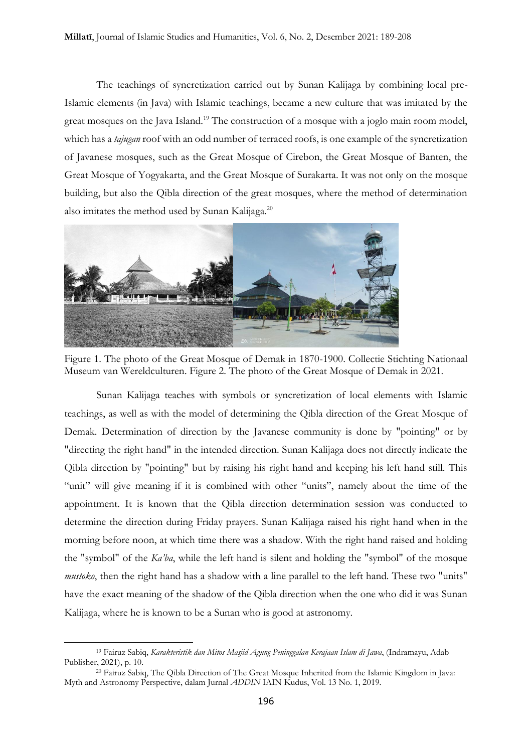The teachings of syncretization carried out by Sunan Kalijaga by combining local pre-Islamic elements (in Java) with Islamic teachings, became a new culture that was imitated by the great mosques on the Java Island.[19] The construction of a mosque with a joglo main room model, which has a *tajugan* roof with an odd number of terraced roofs, is one example of the syncretization of Javanese mosques, such as the Great Mosque of Cirebon, the Great Mosque of Banten, the Great Mosque of Yogyakarta, and the Great Mosque of Surakarta. It was not only on the mosque building, but also the Qibla direction of the great mosques, where the method of determination also imitates the method used by Sunan Kalijaga.[20]

Figure 1. The photo of the Great Mosque of Demak in 1870-1900. Collectie Stichting Nationaal Museum van Wereldculturen. Figure 2. The photo of the Great Mosque of Demak in 2021.

Sunan Kalijaga teaches with symbols or syncretization of local elements with Islamic teachings, as well as with the model of determining the Qibla direction of the Great Mosque of Demak. Determination of direction by the Javanese community is done by "pointing" or by "directing the right hand" in the intended direction. Sunan Kalijaga does not directly indicate the Qibla direction by "pointing" but by raising his right hand and keeping his left hand still. This "unit" will give meaning if it is combined with other "units", namely about the time of the appointment. It is known that the Qibla direction determination session was conducted to determine the direction during Friday prayers. Sunan Kalijaga raised his right hand when in the morning before noon, at which time there was a shadow. With the right hand raised and holding the "symbol" of the *Ka'ba*, while the left hand is silent and holding the "symbol" of the mosque *mustoko*, then the right hand has a shadow with a line parallel to the left hand. These two "units" have the exact meaning of the shadow of the Qibla direction when the one who did it was Sunan Kalijaga, where he is known to be a Sunan who is good at astronomy.

---

[19] Fairuz Sabiq, *Karakteristik dan Mitos Masjid Agung Peninggalan Kerajaan Islam di Jawa*, (Indramayu, Adab Publisher, 2021), p. 10.

[20] Fairuz Sabiq, The Qibla Direction of The Great Mosque Inherited from the Islamic Kingdom in Java: Myth and Astronomy Perspective, dalam Jurnal *ADDIN* IAIN Kudus, Vol. 13 No. 1, 2019.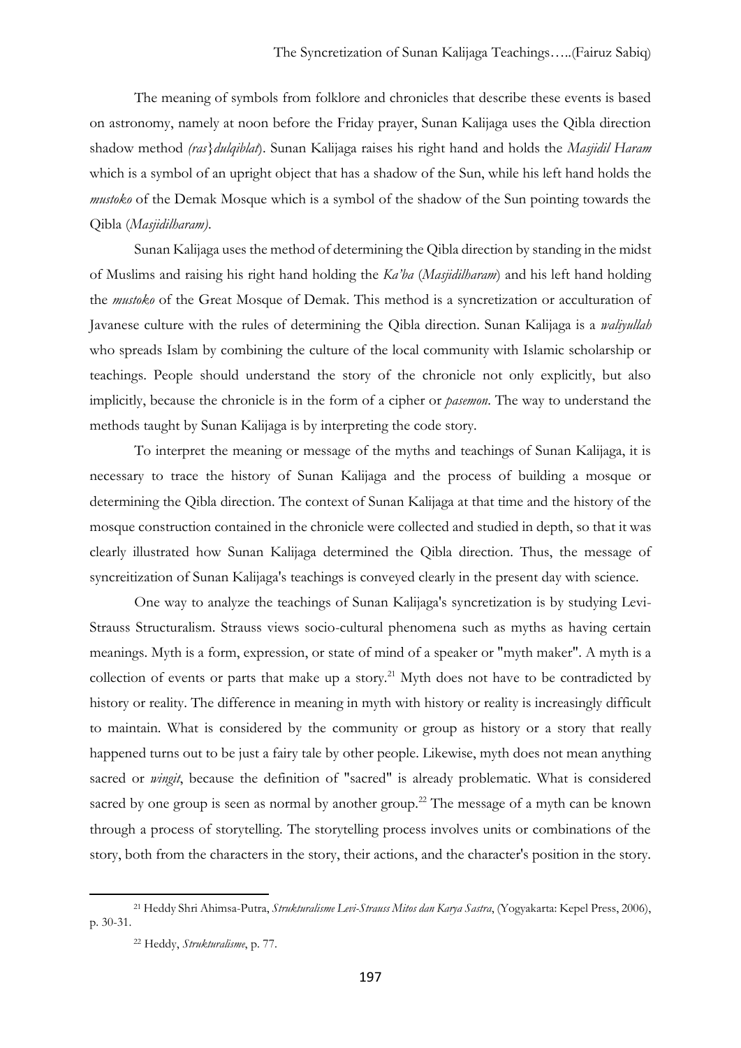The meaning of symbols from folklore and chronicles that describe these events is based on astronomy, namely at noon before the Friday prayer, Sunan Kalijaga uses the Qibla direction shadow method *(ras}dulqiblat*). Sunan Kalijaga raises his right hand and holds the *Masjidil Haram* which is a symbol of an upright object that has a shadow of the Sun, while his left hand holds the *mustoko* of the Demak Mosque which is a symbol of the shadow of the Sun pointing towards the Qibla (*Masjidilharam)*.

Sunan Kalijaga uses the method of determining the Qibla direction by standing in the midst of Muslims and raising his right hand holding the *Ka'ba* (*Masjidilharam*) and his left hand holding the *mustoko* of the Great Mosque of Demak. This method is a syncretization or acculturation of Javanese culture with the rules of determining the Qibla direction. Sunan Kalijaga is a *waliyullah* who spreads Islam by combining the culture of the local community with Islamic scholarship or teachings. People should understand the story of the chronicle not only explicitly, but also implicitly, because the chronicle is in the form of a cipher or *pasemon*. The way to understand the methods taught by Sunan Kalijaga is by interpreting the code story.

To interpret the meaning or message of the myths and teachings of Sunan Kalijaga, it is necessary to trace the history of Sunan Kalijaga and the process of building a mosque or determining the Qibla direction. The context of Sunan Kalijaga at that time and the history of the mosque construction contained in the chronicle were collected and studied in depth, so that it was clearly illustrated how Sunan Kalijaga determined the Qibla direction. Thus, the message of syncreitization of Sunan Kalijaga's teachings is conveyed clearly in the present day with science.

One way to analyze the teachings of Sunan Kalijaga's syncretization is by studying Levi-Strauss Structuralism. Strauss views socio-cultural phenomena such as myths as having certain meanings. Myth is a form, expression, or state of mind of a speaker or "myth maker". A myth is a collection of events or parts that make up a story.[21] Myth does not have to be contradicted by history or reality. The difference in meaning in myth with history or reality is increasingly difficult to maintain. What is considered by the community or group as history or a story that really happened turns out to be just a fairy tale by other people. Likewise, myth does not mean anything sacred or *wingit*, because the definition of "sacred" is already problematic. What is considered sacred by one group is seen as normal by another group.[22] The message of a myth can be known through a process of storytelling. The storytelling process involves units or combinations of the story, both from the characters in the story, their actions, and the character's position in the story.

---

[21] Heddy Shri Ahimsa-Putra, *Strukturalisme Levi-Strauss Mitos dan Karya Sastra*, (Yogyakarta: Kepel Press, 2006), p. 30-31.

[22] Heddy, *Strukturalisme*, p. 77.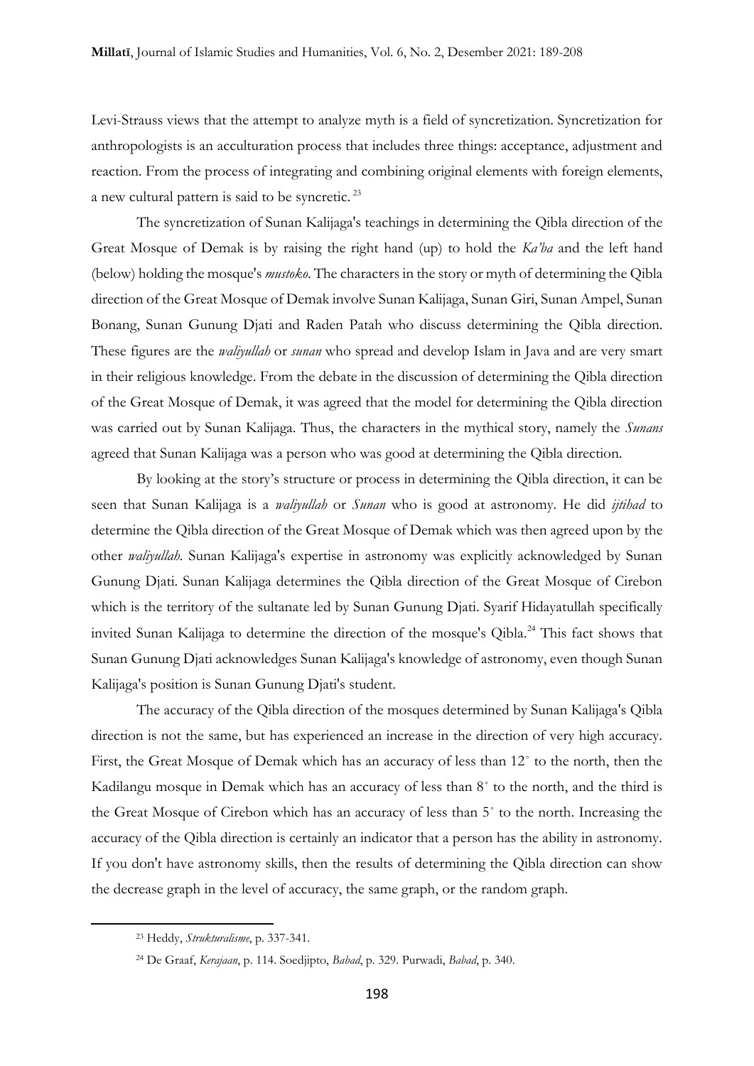Levi-Strauss views that the attempt to analyze myth is a field of syncretization. Syncretization for anthropologists is an acculturation process that includes three things: acceptance, adjustment and reaction. From the process of integrating and combining original elements with foreign elements, a new cultural pattern is said to be syncretic. [23]

The syncretization of Sunan Kalijaga's teachings in determining the Qibla direction of the Great Mosque of Demak is by raising the right hand (up) to hold the *Ka'ba* and the left hand (below) holding the mosque's *mustoko*. The characters in the story or myth of determining the Qibla direction of the Great Mosque of Demak involve Sunan Kalijaga, Sunan Giri, Sunan Ampel, Sunan Bonang, Sunan Gunung Djati and Raden Patah who discuss determining the Qibla direction. These figures are the *waliyullah* or *sunan* who spread and develop Islam in Java and are very smart in their religious knowledge. From the debate in the discussion of determining the Qibla direction of the Great Mosque of Demak, it was agreed that the model for determining the Qibla direction was carried out by Sunan Kalijaga. Thus, the characters in the mythical story, namely the *Sunans* agreed that Sunan Kalijaga was a person who was good at determining the Qibla direction.

By looking at the story's structure or process in determining the Qibla direction, it can be seen that Sunan Kalijaga is a *waliyullah* or *Sunan* who is good at astronomy. He did *ijtihad* to determine the Qibla direction of the Great Mosque of Demak which was then agreed upon by the other *waliyullah*. Sunan Kalijaga's expertise in astronomy was explicitly acknowledged by Sunan Gunung Djati. Sunan Kalijaga determines the Qibla direction of the Great Mosque of Cirebon which is the territory of the sultanate led by Sunan Gunung Djati. Syarif Hidayatullah specifically invited Sunan Kalijaga to determine the direction of the mosque's Qibla.[24] This fact shows that Sunan Gunung Djati acknowledges Sunan Kalijaga's knowledge of astronomy, even though Sunan Kalijaga's position is Sunan Gunung Djati's student.

The accuracy of the Qibla direction of the mosques determined by Sunan Kalijaga's Qibla direction is not the same, but has experienced an increase in the direction of very high accuracy. First, the Great Mosque of Demak which has an accuracy of less than 12° to the north, then the Kadilangu mosque in Demak which has an accuracy of less than 8° to the north, and the third is the Great Mosque of Cirebon which has an accuracy of less than 5° to the north. Increasing the accuracy of the Qibla direction is certainly an indicator that a person has the ability in astronomy. If you don't have astronomy skills, then the results of determining the Qibla direction can show the decrease graph in the level of accuracy, the same graph, or the random graph.

---

[23] Heddy, *Strukturalisme*, p. 337-341.

[24] De Graaf, *Kerajaan*, p. 114. Soedjipto, *Babad*, p. 329. Purwadi, *Babad*, p. 340.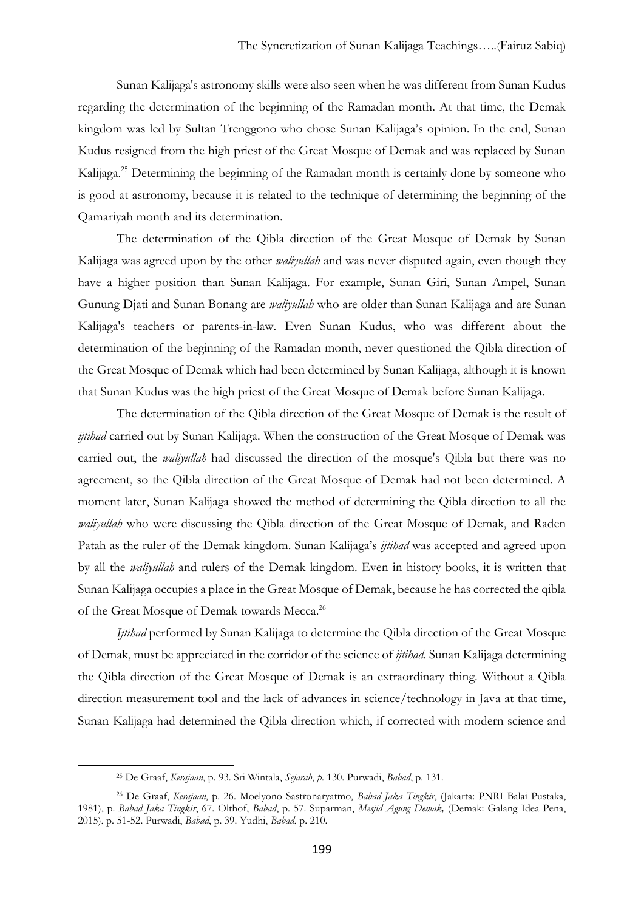Sunan Kalijaga's astronomy skills were also seen when he was different from Sunan Kudus regarding the determination of the beginning of the Ramadan month. At that time, the Demak kingdom was led by Sultan Trenggono who chose Sunan Kalijaga's opinion. In the end, Sunan Kudus resigned from the high priest of the Great Mosque of Demak and was replaced by Sunan Kalijaga.[25] Determining the beginning of the Ramadan month is certainly done by someone who is good at astronomy, because it is related to the technique of determining the beginning of the Qamariyah month and its determination.

The determination of the Qibla direction of the Great Mosque of Demak by Sunan Kalijaga was agreed upon by the other *waliyullah* and was never disputed again, even though they have a higher position than Sunan Kalijaga. For example, Sunan Giri, Sunan Ampel, Sunan Gunung Djati and Sunan Bonang are *waliyullah* who are older than Sunan Kalijaga and are Sunan Kalijaga's teachers or parents-in-law. Even Sunan Kudus, who was different about the determination of the beginning of the Ramadan month, never questioned the Qibla direction of the Great Mosque of Demak which had been determined by Sunan Kalijaga, although it is known that Sunan Kudus was the high priest of the Great Mosque of Demak before Sunan Kalijaga.

The determination of the Qibla direction of the Great Mosque of Demak is the result of *ijtihad* carried out by Sunan Kalijaga. When the construction of the Great Mosque of Demak was carried out, the *waliyullah* had discussed the direction of the mosque's Qibla but there was no agreement, so the Qibla direction of the Great Mosque of Demak had not been determined. A moment later, Sunan Kalijaga showed the method of determining the Qibla direction to all the *waliyullah* who were discussing the Qibla direction of the Great Mosque of Demak, and Raden Patah as the ruler of the Demak kingdom. Sunan Kalijaga's *ijtihad* was accepted and agreed upon by all the *waliyullah* and rulers of the Demak kingdom. Even in history books, it is written that Sunan Kalijaga occupies a place in the Great Mosque of Demak, because he has corrected the qibla of the Great Mosque of Demak towards Mecca.[26]

*Ijtihad* performed by Sunan Kalijaga to determine the Qibla direction of the Great Mosque of Demak, must be appreciated in the corridor of the science of *ijtihad*. Sunan Kalijaga determining the Qibla direction of the Great Mosque of Demak is an extraordinary thing. Without a Qibla direction measurement tool and the lack of advances in science/technology in Java at that time, Sunan Kalijaga had determined the Qibla direction which, if corrected with modern science and

---

[25] De Graaf, *Kerajaan*, p. 93. Sri Wintala, *Sejarah*, *p*. 130. Purwadi, *Babad*, p. 131.

[26] De Graaf, *Kerajaan*, p. 26. Moelyono Sastronaryatmo, *Babad Jaka Tingkir*, (Jakarta: PNRI Balai Pustaka, 1981), p. *Babad Jaka Tingkir*, 67. Olthof, *Babad*, p. 57. Suparman, *Mesjid Agung Demak,* (Demak: Galang Idea Pena, 2015), p. 51-52. Purwadi, *Babad*, p. 39. Yudhi, *Babad*, p. 210.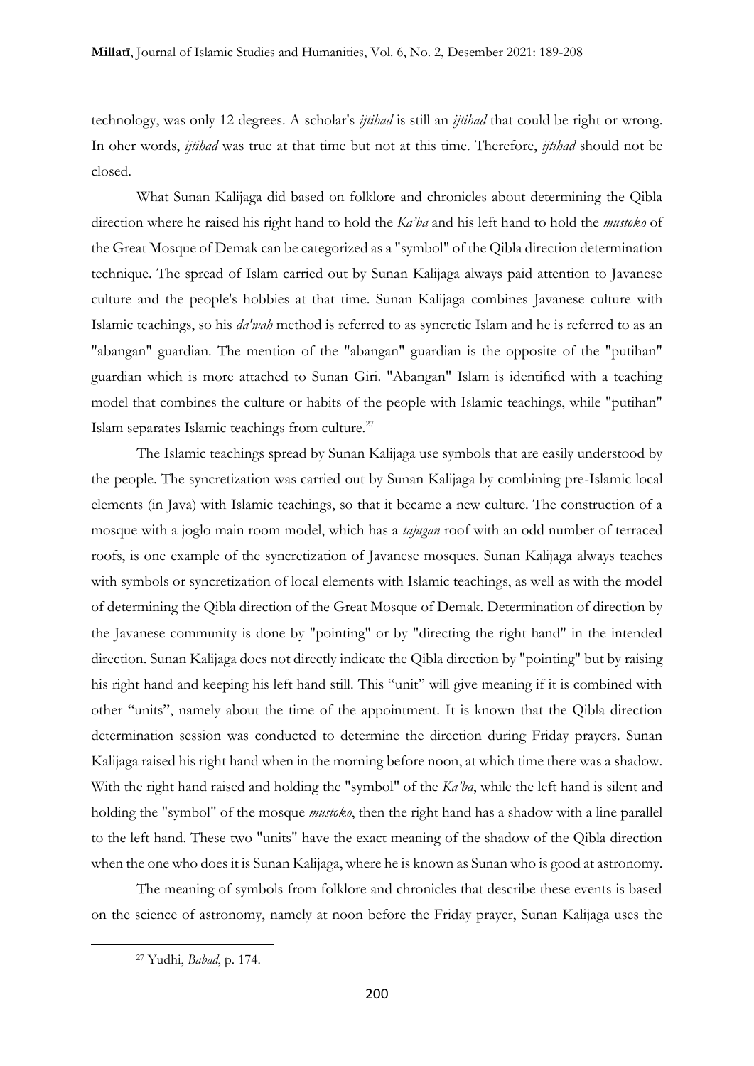technology, was only 12 degrees. A scholar's *ijtihad* is still an *ijtihad* that could be right or wrong. In oher words, *ijtihad* was true at that time but not at this time. Therefore, *ijtihad* should not be closed.

What Sunan Kalijaga did based on folklore and chronicles about determining the Qibla direction where he raised his right hand to hold the *Ka'ba* and his left hand to hold the *mustoko* of the Great Mosque of Demak can be categorized as a "symbol" of the Qibla direction determination technique. The spread of Islam carried out by Sunan Kalijaga always paid attention to Javanese culture and the people's hobbies at that time. Sunan Kalijaga combines Javanese culture with Islamic teachings, so his *da'wah* method is referred to as syncretic Islam and he is referred to as an "abangan" guardian. The mention of the "abangan" guardian is the opposite of the "putihan" guardian which is more attached to Sunan Giri. "Abangan" Islam is identified with a teaching model that combines the culture or habits of the people with Islamic teachings, while "putihan" Islam separates Islamic teachings from culture.[27]

The Islamic teachings spread by Sunan Kalijaga use symbols that are easily understood by the people. The syncretization was carried out by Sunan Kalijaga by combining pre-Islamic local elements (in Java) with Islamic teachings, so that it became a new culture. The construction of a mosque with a joglo main room model, which has a *tajugan* roof with an odd number of terraced roofs, is one example of the syncretization of Javanese mosques. Sunan Kalijaga always teaches with symbols or syncretization of local elements with Islamic teachings, as well as with the model of determining the Qibla direction of the Great Mosque of Demak. Determination of direction by the Javanese community is done by "pointing" or by "directing the right hand" in the intended direction. Sunan Kalijaga does not directly indicate the Qibla direction by "pointing" but by raising his right hand and keeping his left hand still. This "unit" will give meaning if it is combined with other "units", namely about the time of the appointment. It is known that the Qibla direction determination session was conducted to determine the direction during Friday prayers. Sunan Kalijaga raised his right hand when in the morning before noon, at which time there was a shadow. With the right hand raised and holding the "symbol" of the *Ka'ba*, while the left hand is silent and holding the "symbol" of the mosque *mustoko*, then the right hand has a shadow with a line parallel to the left hand. These two "units" have the exact meaning of the shadow of the Qibla direction when the one who does it is Sunan Kalijaga, where he is known as Sunan who is good at astronomy.

The meaning of symbols from folklore and chronicles that describe these events is based on the science of astronomy, namely at noon before the Friday prayer, Sunan Kalijaga uses the

[27] Yudhi, *Babad*, p. 174.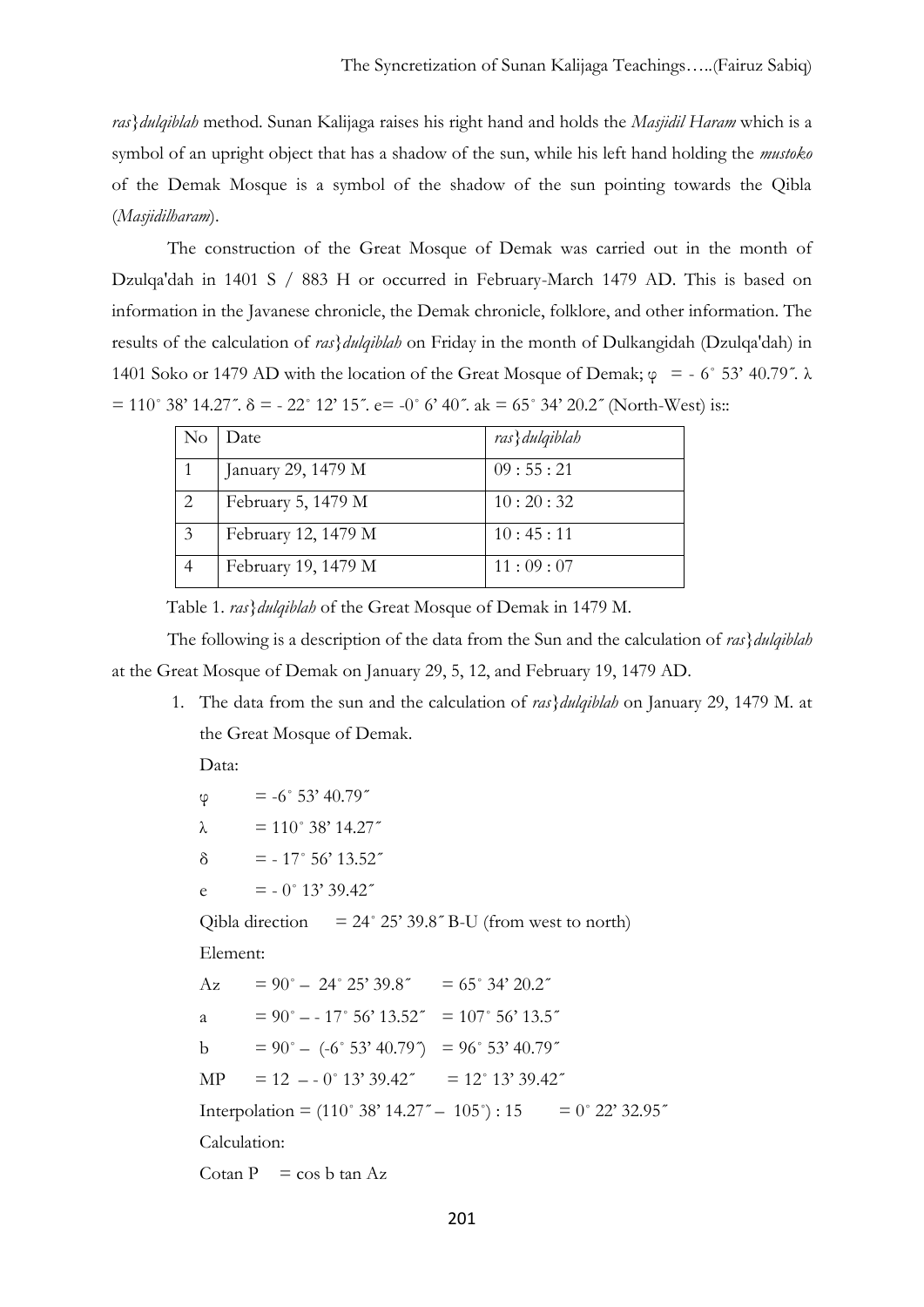*ras}dulqiblah* method. Sunan Kalijaga raises his right hand and holds the *Masjidil Haram* which is a symbol of an upright object that has a shadow of the sun, while his left hand holding the *mustoko* of the Demak Mosque is a symbol of the shadow of the sun pointing towards the Qibla (*Masjidilharam*).

The construction of the Great Mosque of Demak was carried out in the month of Dzulqa'dah in 1401 S / 883 H or occurred in February-March 1479 AD. This is based on information in the Javanese chronicle, the Demak chronicle, folklore, and other information. The results of the calculation of *ras}dulqiblah* on Friday in the month of Dulkangidah (Dzulqa'dah) in 1401 Soko or 1479 AD with the location of the Great Mosque of Demak; $\varphi$ = - 6˚ 53' 40.79˝. $\lambda$ = 110˚ 38' 14.27˝. $\delta$ = - 22˚ 12' 15˝. e= -0˚ 6' 40˝. ak = 65˚ 34' 20.2˝ (North-West) is::

| No | Date | *ras}dulqiblah* |
|---|---|---|
| 1 | January 29, 1479 M | 09 : 55 : 21 |
| 2 | February 5, 1479 M | 10 : 20 : 32 |
| 3 | February 12, 1479 M | 10 : 45 : 11 |
| 4 | February 19, 1479 M | 11 : 09 : 07 |

Table 1. *ras}dulqiblah* of the Great Mosque of Demak in 1479 M.

The following is a description of the data from the Sun and the calculation of *ras}dulqiblah* at the Great Mosque of Demak on January 29, 5, 12, and February 19, 1479 AD.

1. The data from the sun and the calculation of *ras}dulqiblah* on January 29, 1479 M. at the Great Mosque of Demak.

   Data:

   $\varphi$ = -6˚ 53' 40.79˝

   $\lambda$ = 110˚ 38' 14.27˝

   $\delta$ = - 17˚ 56' 13.52˝

   e = - 0˚ 13' 39.42˝

   Qibla direction = 24˚ 25' 39.8˝ B-U (from west to north)

   Element:

   Az = 90˚ – 24˚ 25' 39.8˝ = 65˚ 34' 20.2˝

   a = 90˚ – - 17˚ 56' 13.52˝ = 107˚ 56' 13.5˝

   b = 90˚ – (-6˚ 53' 40.79˝) = 96˚ 53' 40.79˝

   MP = 12 – - 0˚ 13' 39.42˝ = 12˚ 13' 39.42˝

   Interpolation = (110˚ 38' 14.27˝ – 105˚) : 15 = 0˚ 22' 32.95˝

   Calculation:

   Cotan P = cos b tan Az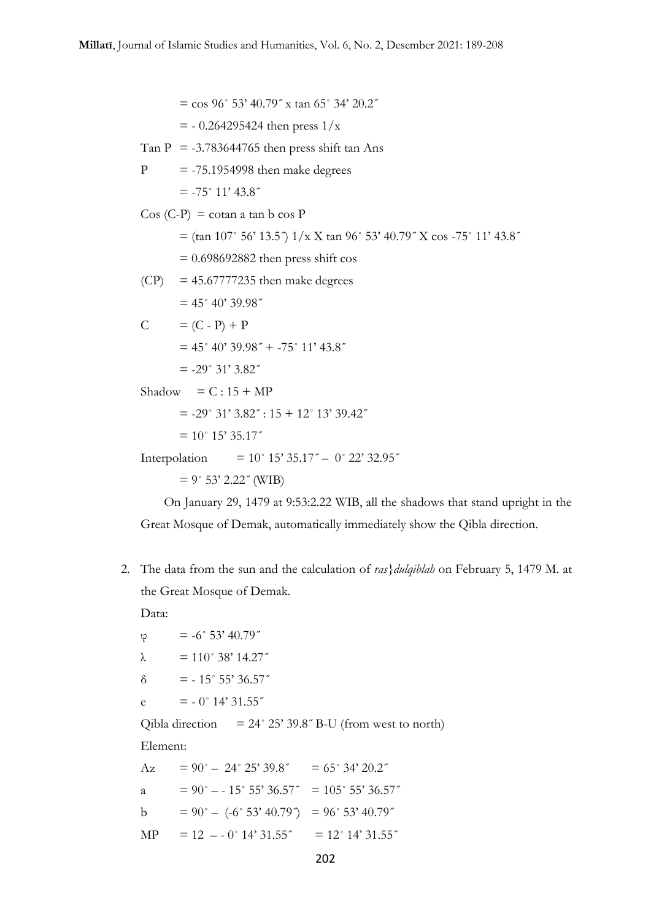= cos 96° 53' 40.79" x tan 65° 34' 20.2"

= - 0.264295424 then press 1/x

Tan P = -3.783644765 then press shift tan Ans

P = -75.1954998 then make degrees

= -75° 11' 43.8"

Cos (C-P) = cotan a tan b cos P

= (tan 107° 56' 13.5") 1/x X tan 96° 53' 40.79" X cos -75° 11' 43.8"

= 0.698692882 then press shift cos

(CP) = 45.67777235 then make degrees

= 45° 40' 39.98"

C = (C - P) + P

= 45° 40' 39.98" + -75° 11' 43.8"

= -29° 31' 3.82"

Shadow = C : 15 + MP

= -29° 31' 3.82" : 15 + 12° 13' 39.42"

= 10° 15' 35.17"

Interpolation = 10° 15' 35.17" – 0° 22' 32.95"

= 9° 53' 2.22" (WIB)

On January 29, 1479 at 9:53:2.22 WIB, all the shadows that stand upright in the Great Mosque of Demak, automatically immediately show the Qibla direction.

2. The data from the sun and the calculation of *ras}dulqiblah* on February 5, 1479 M. at the Great Mosque of Demak.

   Data:

   φ = -6° 53' 40.79"

   λ = 110° 38' 14.27"

   δ = - 15° 55' 36.57"

   e = - 0° 14' 31.55"

   Qibla direction = 24° 25' 39.8" B-U (from west to north)

   Element:

   Az = 90° – 24° 25' 39.8" = 65° 34' 20.2"

   a = 90° – - 15° 55' 36.57" = 105° 55' 36.57"

   b = 90° – (-6° 53' 40.79") = 96° 53' 40.79"

   MP = 12 – - 0° 14' 31.55" = 12° 14' 31.55"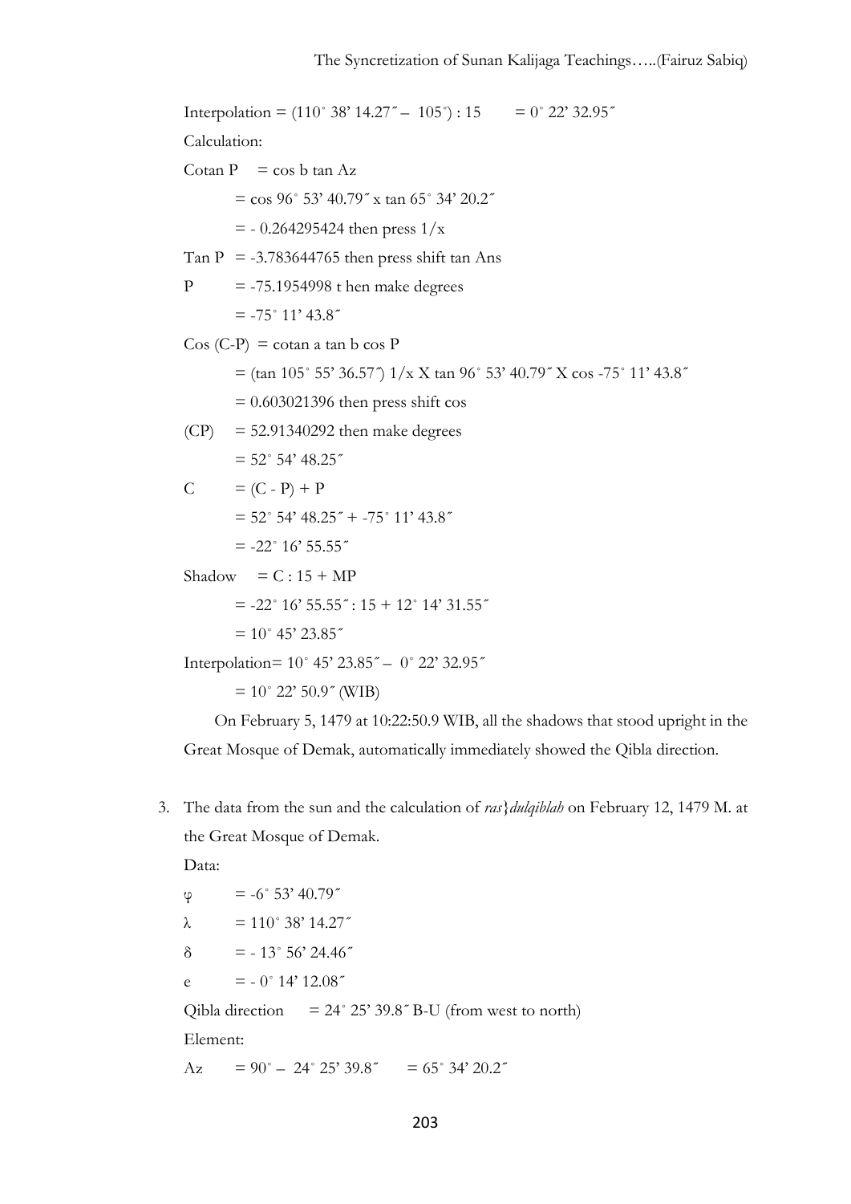Interpolation = (110° 38' 14.27" – 105°) : 15 = 0° 22' 32.95"

Calculation:

Cotan P = cos b tan Az

= cos 96° 53' 40.79" x tan 65° 34' 20.2"

= - 0.264295424 then press 1/x

Tan P = -3.783644765 then press shift tan Ans

P = -75.1954998 t hen make degrees

= -75° 11' 43.8"

Cos (C-P) = cotan a tan b cos P

= (tan 105° 55' 36.57") 1/x X tan 96° 53' 40.79" X cos -75° 11' 43.8"

= 0.603021396 then press shift cos

(CP) = 52.91340292 then make degrees

= 52° 54' 48.25"

C = (C - P) + P

= 52° 54' 48.25" + -75° 11' 43.8"

= -22° 16' 55.55"

Shadow = C : 15 + MP

= -22° 16' 55.55" : 15 + 12° 14' 31.55"

= 10° 45' 23.85"

Interpolation= 10° 45' 23.85" – 0° 22' 32.95"

= 10° 22' 50.9" (WIB)

On February 5, 1479 at 10:22:50.9 WIB, all the shadows that stood upright in the Great Mosque of Demak, automatically immediately showed the Qibla direction.

3. The data from the sun and the calculation of *ras}dulqiblah* on February 12, 1479 M. at the Great Mosque of Demak.

Data:

φ = -6° 53' 40.79"

λ = 110° 38' 14.27"

δ = - 13° 56' 24.46"

e = - 0° 14' 12.08"

Qibla direction = 24° 25' 39.8" B-U (from west to north)

Element:

Az = 90° – 24° 25' 39.8" = 65° 34' 20.2"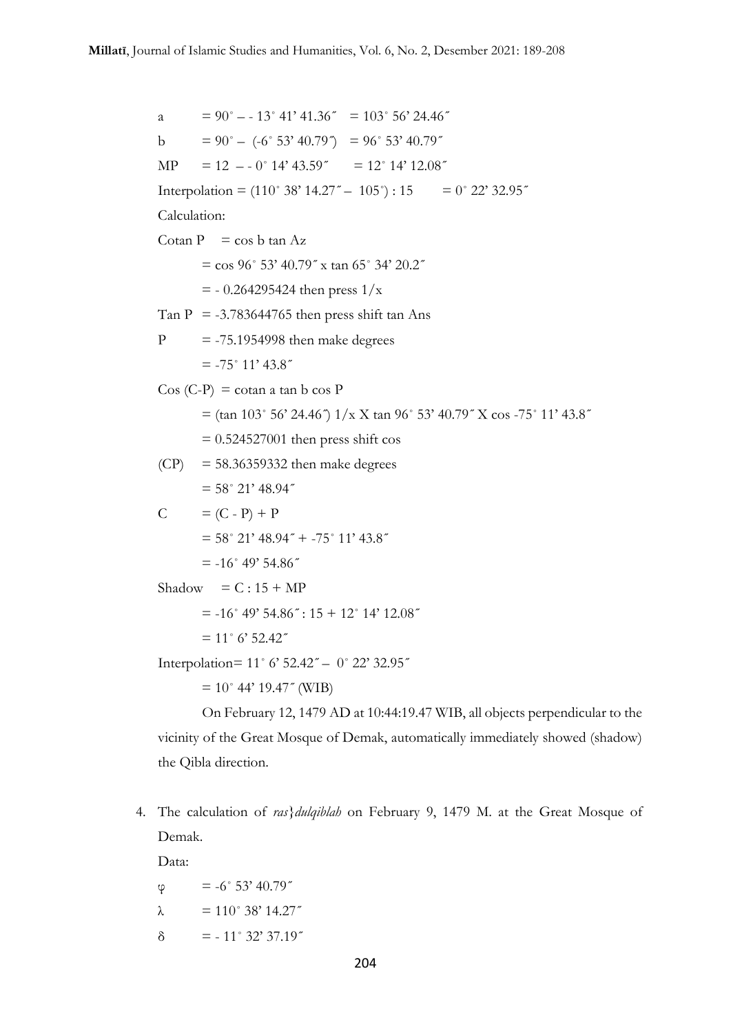a $= 90^\circ - -13^\circ\ 41'\ 41.36'' = 103^\circ\ 56'\ 24.46''$

b $= 90^\circ - (-6^\circ\ 53'\ 40.79'') = 96^\circ\ 53'\ 40.79''$

MP $= 12 - -0^\circ\ 14'\ 43.59'' = 12^\circ\ 14'\ 12.08''$

Interpolation $= (110^\circ\ 38'\ 14.27'' - 105^\circ) : 15 = 0^\circ\ 22'\ 32.95''$

Calculation:

Cotan P $=$ cos b tan Az

$= \cos 96^\circ\ 53'\ 40.79'' \times \tan 65^\circ\ 34'\ 20.2''$

$= -0.264295424$ then press $1/x$

Tan P $= -3.783644765$ then press shift tan Ans

P $= -75.1954998$ then make degrees

$= -75^\circ\ 11'\ 43.8''$

Cos (C-P) $=$ cotan a tan b cos P

$= (\tan 103^\circ\ 56'\ 24.46'')\ 1/x \times \tan 96^\circ\ 53'\ 40.79'' \times \cos -75^\circ\ 11'\ 43.8''$

$= 0.524527001$ then press shift cos

(CP) $= 58.36359332$ then make degrees

$= 58^\circ\ 21'\ 48.94''$

C $= (C - P) + P$

$= 58^\circ\ 21'\ 48.94'' + -75^\circ\ 11'\ 43.8''$

$= -16^\circ\ 49'\ 54.86''$

Shadow $= C : 15 + MP$

$= -16^\circ\ 49'\ 54.86'' : 15 + 12^\circ\ 14'\ 12.08''$

$= 11^\circ\ 6'\ 52.42''$

Interpolation $= 11^\circ\ 6'\ 52.42'' - 0^\circ\ 22'\ 32.95''$

$= 10^\circ\ 44'\ 19.47''$ (WIB)

On February 12, 1479 AD at 10:44:19.47 WIB, all objects perpendicular to the vicinity of the Great Mosque of Demak, automatically immediately showed (shadow) the Qibla direction.

4. The calculation of *ras}dulqiblah* on February 9, 1479 M. at the Great Mosque of Demak.

Data:

$\varphi = -6^\circ\ 53'\ 40.79''$

$\lambda = 110^\circ\ 38'\ 14.27''$

$\delta = -11^\circ\ 32'\ 37.19''$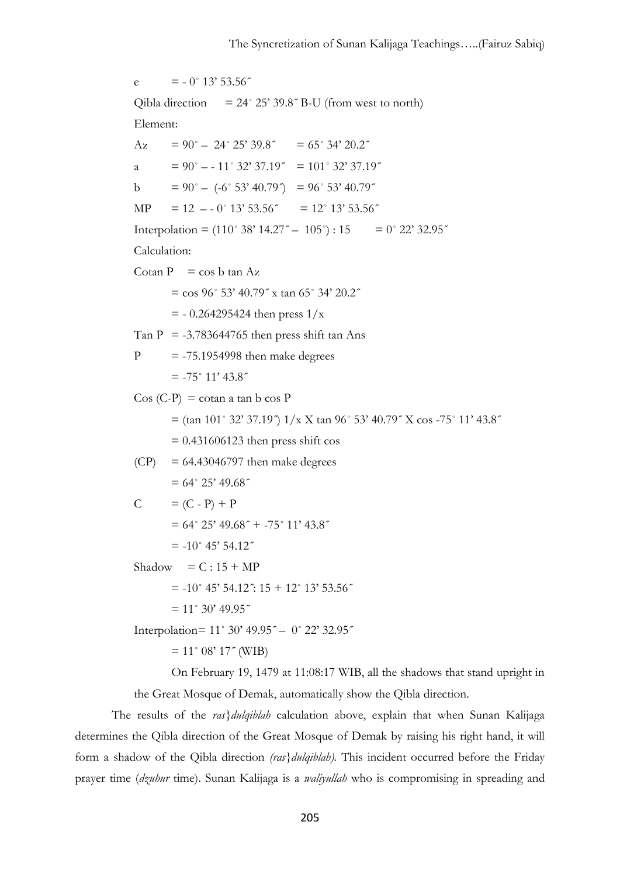e = - 0° 13' 53.56"

Qibla direction = 24° 25' 39.8" B-U (from west to north)

Element:

Az = 90° – 24° 25' 39.8" = 65° 34' 20.2"

a = 90° – - 11° 32' 37.19" = 101° 32' 37.19"

b = 90° – (-6° 53' 40.79") = 96° 53' 40.79"

MP = 12 – - 0° 13' 53.56" = 12° 13' 53.56"

Interpolation = (110° 38' 14.27" – 105°) : 15 = 0° 22' 32.95"

Calculation:

Cotan P = cos b tan Az

= cos 96° 53' 40.79" x tan 65° 34' 20.2"

= - 0.264295424 then press 1/x

Tan P = -3.783644765 then press shift tan Ans

P = -75.1954998 then make degrees

= -75° 11' 43.8"

Cos (C-P) = cotan a tan b cos P

= (tan 101° 32' 37.19") 1/x X tan 96° 53' 40.79" X cos -75° 11' 43.8"

= 0.431606123 then press shift cos

(CP) = 64.43046797 then make degrees

= 64° 25' 49.68"

C = (C - P) + P

= 64° 25' 49.68" + -75° 11' 43.8"

= -10° 45' 54.12"

Shadow = C : 15 + MP

= -10° 45' 54.12": 15 + 12° 13' 53.56"

= 11° 30' 49.95"

Interpolation= 11° 30' 49.95" – 0° 22' 32.95"

= 11° 08' 17" (WIB)

On February 19, 1479 at 11:08:17 WIB, all the shadows that stand upright in the Great Mosque of Demak, automatically show the Qibla direction.

The results of the *ras}dulqiblah* calculation above, explain that when Sunan Kalijaga determines the Qibla direction of the Great Mosque of Demak by raising his right hand, it will form a shadow of the Qibla direction *(ras}dulqiblah)*. This incident occurred before the Friday prayer time (*dzuhur* time). Sunan Kalijaga is a *waliyullah* who is compromising in spreading and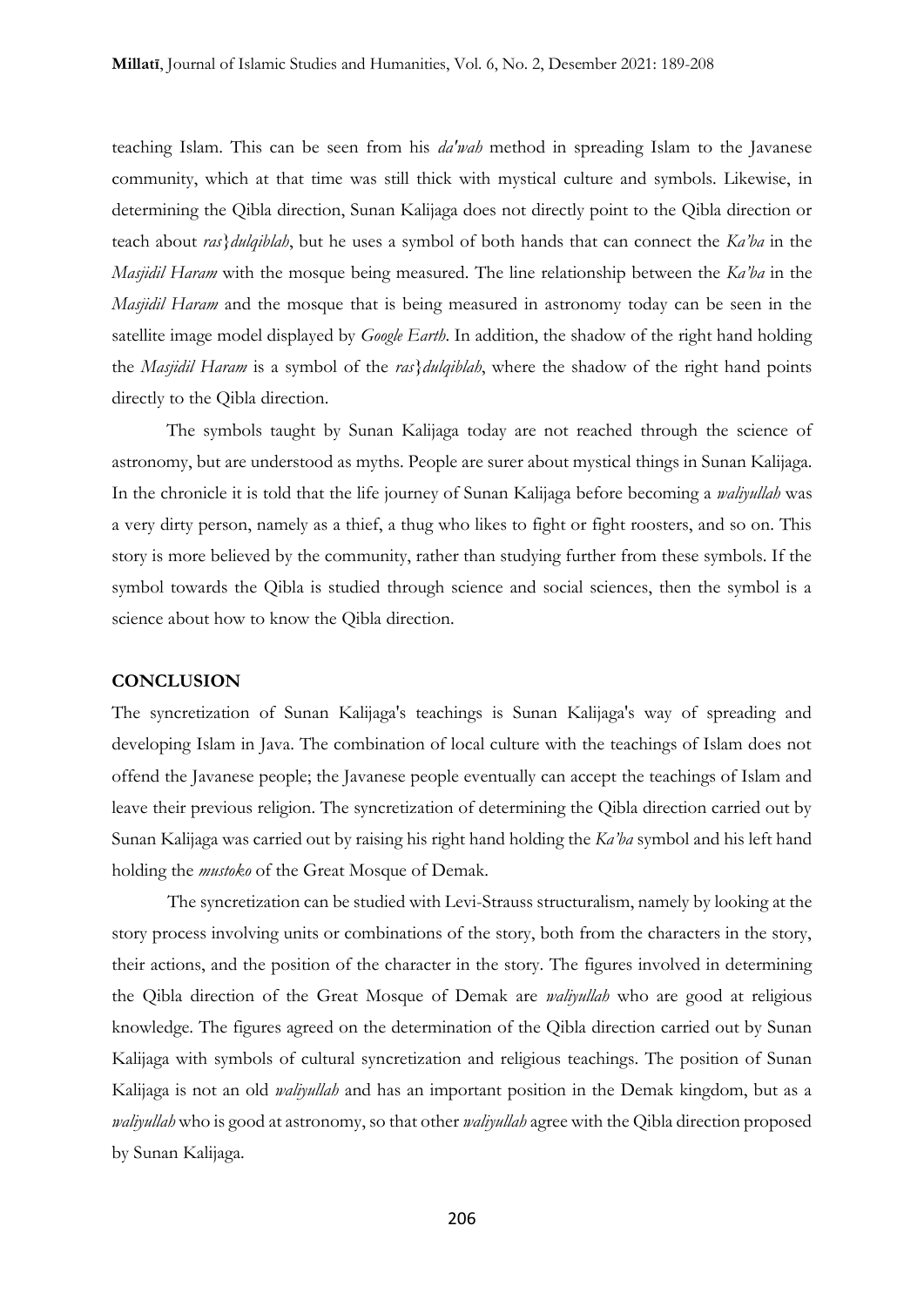teaching Islam. This can be seen from his *da'wah* method in spreading Islam to the Javanese community, which at that time was still thick with mystical culture and symbols. Likewise, in determining the Qibla direction, Sunan Kalijaga does not directly point to the Qibla direction or teach about *ras}dulqiblah*, but he uses a symbol of both hands that can connect the *Ka'ba* in the *Masjidil Haram* with the mosque being measured. The line relationship between the *Ka'ba* in the *Masjidil Haram* and the mosque that is being measured in astronomy today can be seen in the satellite image model displayed by *Google Earth*. In addition, the shadow of the right hand holding the *Masjidil Haram* is a symbol of the *ras}dulqiblah*, where the shadow of the right hand points directly to the Qibla direction.

The symbols taught by Sunan Kalijaga today are not reached through the science of astronomy, but are understood as myths. People are surer about mystical things in Sunan Kalijaga. In the chronicle it is told that the life journey of Sunan Kalijaga before becoming a *waliyullah* was a very dirty person, namely as a thief, a thug who likes to fight or fight roosters, and so on. This story is more believed by the community, rather than studying further from these symbols. If the symbol towards the Qibla is studied through science and social sciences, then the symbol is a science about how to know the Qibla direction.

## CONCLUSION

The syncretization of Sunan Kalijaga's teachings is Sunan Kalijaga's way of spreading and developing Islam in Java. The combination of local culture with the teachings of Islam does not offend the Javanese people; the Javanese people eventually can accept the teachings of Islam and leave their previous religion. The syncretization of determining the Qibla direction carried out by Sunan Kalijaga was carried out by raising his right hand holding the *Ka'ba* symbol and his left hand holding the *mustoko* of the Great Mosque of Demak.

The syncretization can be studied with Levi-Strauss structuralism, namely by looking at the story process involving units or combinations of the story, both from the characters in the story, their actions, and the position of the character in the story. The figures involved in determining the Qibla direction of the Great Mosque of Demak are *waliyullah* who are good at religious knowledge. The figures agreed on the determination of the Qibla direction carried out by Sunan Kalijaga with symbols of cultural syncretization and religious teachings. The position of Sunan Kalijaga is not an old *waliyullah* and has an important position in the Demak kingdom, but as a *waliyullah* who is good at astronomy, so that other *waliyullah* agree with the Qibla direction proposed by Sunan Kalijaga.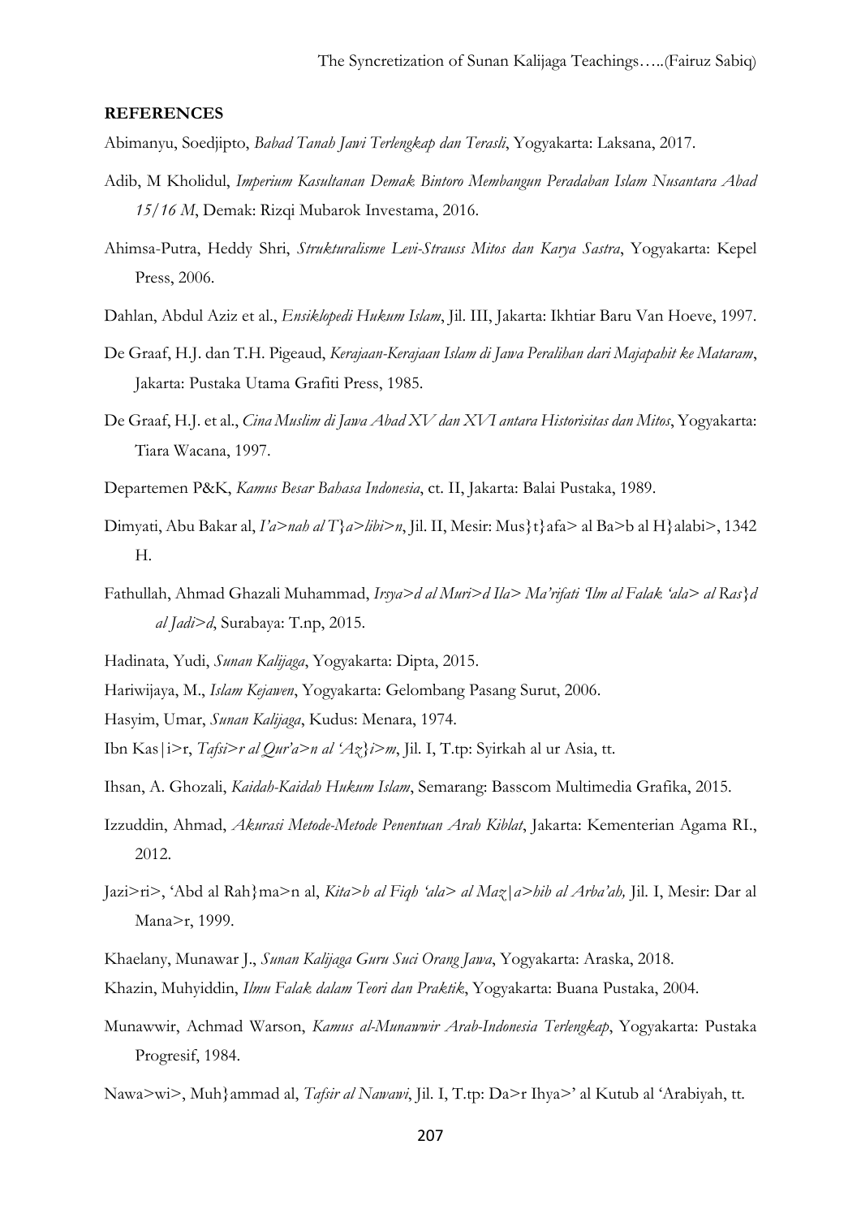**REFERENCES**

Abimanyu, Soedjipto, *Babad Tanah Jawi Terlengkap dan Terasli*, Yogyakarta: Laksana, 2017.

Adib, M Kholidul, *Imperium Kasultanan Demak Bintoro Membangun Peradaban Islam Nusantara Abad 15/16 M*, Demak: Rizqi Mubarok Investama, 2016.

Ahimsa-Putra, Heddy Shri, *Strukturalisme Levi-Strauss Mitos dan Karya Sastra*, Yogyakarta: Kepel Press, 2006.

Dahlan, Abdul Aziz et al., *Ensiklopedi Hukum Islam*, Jil. III, Jakarta: Ikhtiar Baru Van Hoeve, 1997.

De Graaf, H.J. dan T.H. Pigeaud, *Kerajaan-Kerajaan Islam di Jawa Peralihan dari Majapahit ke Mataram*, Jakarta: Pustaka Utama Grafiti Press, 1985.

De Graaf, H.J. et al., *Cina Muslim di Jawa Abad XV dan XVI antara Historisitas dan Mitos*, Yogyakarta: Tiara Wacana, 1997.

Departemen P&K, *Kamus Besar Bahasa Indonesia*, ct. II, Jakarta: Balai Pustaka, 1989.

Dimyati, Abu Bakar al, *I'a>nah al T}a>libi>n*, Jil. II, Mesir: Mus}t}afa> al Ba>b al H}alabi>, 1342 H.

Fathullah, Ahmad Ghazali Muhammad, *Irsya>d al Muri>d Ila> Ma'rifati 'Ilm al Falak 'ala> al Ras}d al Jadi>d*, Surabaya: T.np, 2015.

Hadinata, Yudi, *Sunan Kalijaga*, Yogyakarta: Dipta, 2015.

Hariwijaya, M., *Islam Kejawen*, Yogyakarta: Gelombang Pasang Surut, 2006.

Hasyim, Umar, *Sunan Kalijaga*, Kudus: Menara, 1974.

Ibn Kas|i>r, *Tafsi>r al Qur'a>n al 'Az}i>m*, Jil. I, T.tp: Syirkah al ur Asia, tt.

Ihsan, A. Ghozali, *Kaidah-Kaidah Hukum Islam*, Semarang: Basscom Multimedia Grafika, 2015.

Izzuddin, Ahmad, *Akurasi Metode-Metode Penentuan Arah Kiblat*, Jakarta: Kementerian Agama RI., 2012.

Jazi>ri>, 'Abd al Rah}ma>n al, *Kita>b al Fiqh 'ala> al Maz|a>hib al Arba'ah,* Jil. I, Mesir: Dar al Mana>r, 1999.

Khaelany, Munawar J., *Sunan Kalijaga Guru Suci Orang Jawa*, Yogyakarta: Araska, 2018.

Khazin, Muhyiddin, *Ilmu Falak dalam Teori dan Praktik*, Yogyakarta: Buana Pustaka, 2004.

Munawwir, Achmad Warson, *Kamus al-Munawwir Arab-Indonesia Terlengkap*, Yogyakarta: Pustaka Progresif, 1984.

Nawa>wi>, Muh}ammad al, *Tafsir al Nawawi*, Jil. I, T.tp: Da>r Ihya>' al Kutub al 'Arabiyah, tt.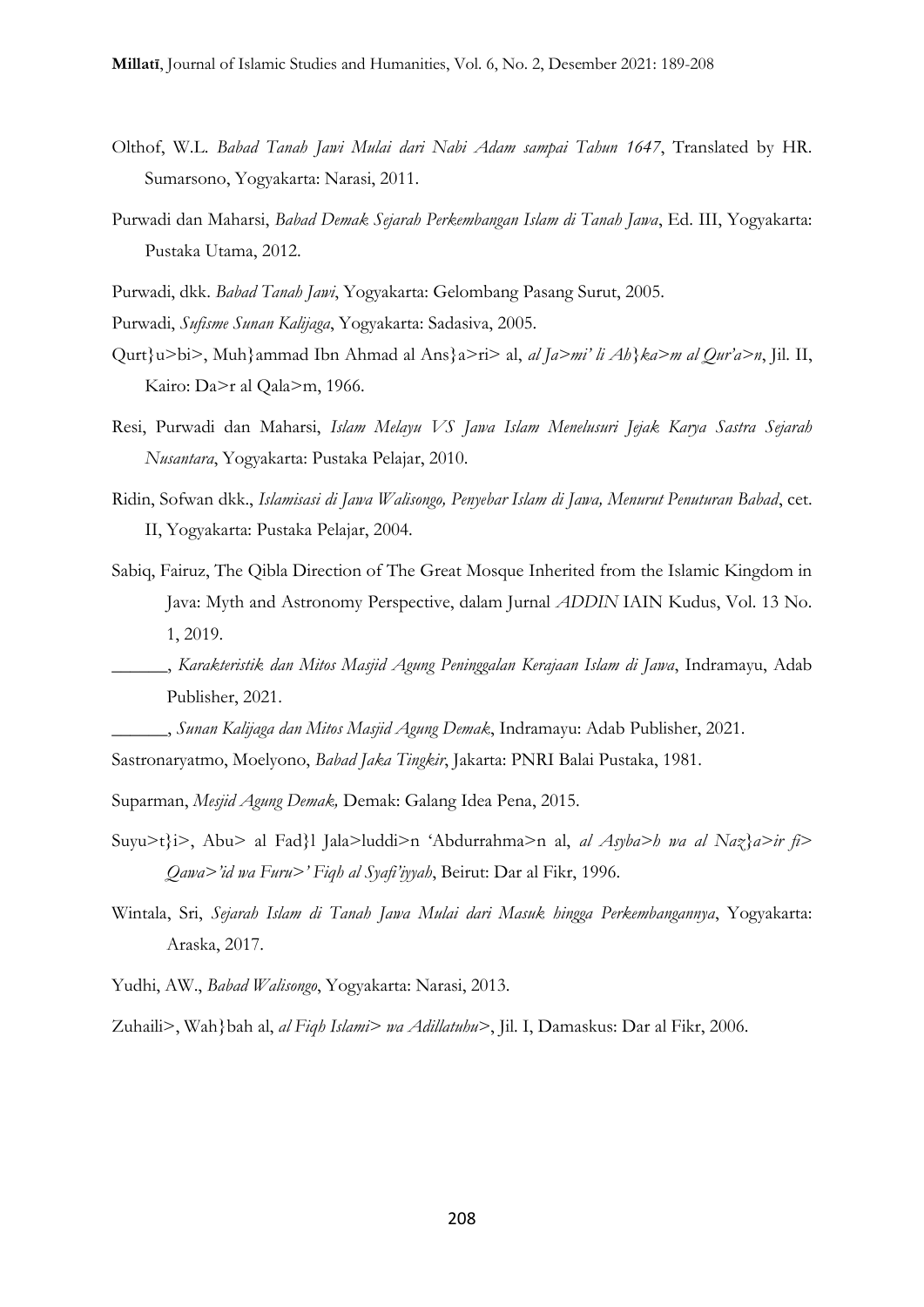Olthof, W.L. *Babad Tanah Jawi Mulai dari Nabi Adam sampai Tahun 1647*, Translated by HR. Sumarsono, Yogyakarta: Narasi, 2011.

Purwadi dan Maharsi, *Babad Demak Sejarah Perkembangan Islam di Tanah Jawa*, Ed. III, Yogyakarta: Pustaka Utama, 2012.

Purwadi, dkk. *Babad Tanah Jawi*, Yogyakarta: Gelombang Pasang Surut, 2005.

Purwadi, *Sufisme Sunan Kalijaga*, Yogyakarta: Sadasiva, 2005.

Qurt}u>bi>, Muh}ammad Ibn Ahmad al Ans}a>ri> al, *al Ja>mi' li Ah}ka>m al Qur'a>n*, Jil. II, Kairo: Da>r al Qala>m, 1966.

Resi, Purwadi dan Maharsi, *Islam Melayu VS Jawa Islam Menelusuri Jejak Karya Sastra Sejarah Nusantara*, Yogyakarta: Pustaka Pelajar, 2010.

Ridin, Sofwan dkk., *Islamisasi di Jawa Walisongo, Penyebar Islam di Jawa, Menurut Penuturan Babad*, cet. II, Yogyakarta: Pustaka Pelajar, 2004.

Sabiq, Fairuz, The Qibla Direction of The Great Mosque Inherited from the Islamic Kingdom in Java: Myth and Astronomy Perspective, dalam Jurnal *ADDIN* IAIN Kudus, Vol. 13 No. 1, 2019.

\_\_\_\_\_\_, *Karakteristik dan Mitos Masjid Agung Peninggalan Kerajaan Islam di Jawa*, Indramayu, Adab Publisher, 2021.

\_\_\_\_\_\_, *Sunan Kalijaga dan Mitos Masjid Agung Demak*, Indramayu: Adab Publisher, 2021.

Sastronaryatmo, Moelyono, *Babad Jaka Tingkir*, Jakarta: PNRI Balai Pustaka, 1981.

Suparman, *Mesjid Agung Demak,* Demak: Galang Idea Pena, 2015.

Suyu>t}i>, Abu> al Fad}l Jala>luddi>n 'Abdurrahma>n al, *al Asyba>h wa al Naz}a>ir fi> Qawa>'id wa Furu>' Fiqh al Syafi'iyyah*, Beirut: Dar al Fikr, 1996.

Wintala, Sri, *Sejarah Islam di Tanah Jawa Mulai dari Masuk hingga Perkembangannya*, Yogyakarta: Araska, 2017.

Yudhi, AW., *Babad Walisongo*, Yogyakarta: Narasi, 2013.

Zuhaili>, Wah}bah al, *al Fiqh Islami> wa Adillatuhu>*, Jil. I, Damaskus: Dar al Fikr, 2006.